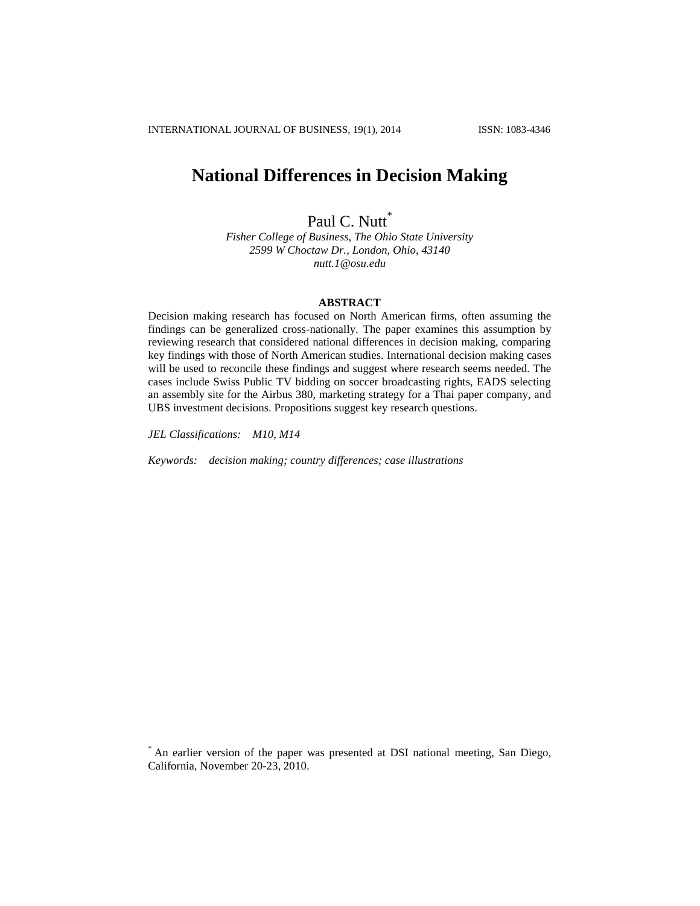# National Differences in Decision Making

Paul C. Nutt[*]

*Fisher College of Business, The Ohio State University*
*2599 W Choctaw Dr., London, Ohio, 43140*
*nutt.1@osu.edu*

## ABSTRACT

Decision making research has focused on North American firms, often assuming the findings can be generalized cross-nationally. The paper examines this assumption by reviewing research that considered national differences in decision making, comparing key findings with those of North American studies. International decision making cases will be used to reconcile these findings and suggest where research seems needed. The cases include Swiss Public TV bidding on soccer broadcasting rights, EADS selecting an assembly site for the Airbus 380, marketing strategy for a Thai paper company, and UBS investment decisions. Propositions suggest key research questions.

*JEL Classifications: M10, M14*

*Keywords: decision making; country differences; case illustrations*

[*] An earlier version of the paper was presented at DSI national meeting, San Diego, California, November 20-23, 2010.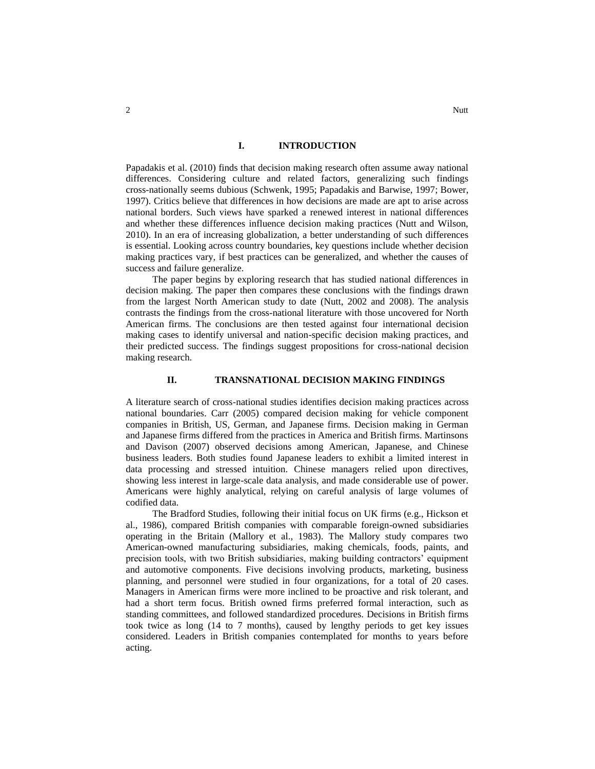## I. INTRODUCTION

Papadakis et al. (2010) finds that decision making research often assume away national differences. Considering culture and related factors, generalizing such findings cross-nationally seems dubious (Schwenk, 1995; Papadakis and Barwise, 1997; Bower, 1997). Critics believe that differences in how decisions are made are apt to arise across national borders. Such views have sparked a renewed interest in national differences and whether these differences influence decision making practices (Nutt and Wilson, 2010). In an era of increasing globalization, a better understanding of such differences is essential. Looking across country boundaries, key questions include whether decision making practices vary, if best practices can be generalized, and whether the causes of success and failure generalize.

The paper begins by exploring research that has studied national differences in decision making. The paper then compares these conclusions with the findings drawn from the largest North American study to date (Nutt, 2002 and 2008). The analysis contrasts the findings from the cross-national literature with those uncovered for North American firms. The conclusions are then tested against four international decision making cases to identify universal and nation-specific decision making practices, and their predicted success. The findings suggest propositions for cross-national decision making research.

## II. TRANSNATIONAL DECISION MAKING FINDINGS

A literature search of cross-national studies identifies decision making practices across national boundaries. Carr (2005) compared decision making for vehicle component companies in British, US, German, and Japanese firms. Decision making in German and Japanese firms differed from the practices in America and British firms. Martinsons and Davison (2007) observed decisions among American, Japanese, and Chinese business leaders. Both studies found Japanese leaders to exhibit a limited interest in data processing and stressed intuition. Chinese managers relied upon directives, showing less interest in large-scale data analysis, and made considerable use of power. Americans were highly analytical, relying on careful analysis of large volumes of codified data.

The Bradford Studies, following their initial focus on UK firms (e.g., Hickson et al., 1986), compared British companies with comparable foreign-owned subsidiaries operating in the Britain (Mallory et al., 1983). The Mallory study compares two American-owned manufacturing subsidiaries, making chemicals, foods, paints, and precision tools, with two British subsidiaries, making building contractors' equipment and automotive components. Five decisions involving products, marketing, business planning, and personnel were studied in four organizations, for a total of 20 cases. Managers in American firms were more inclined to be proactive and risk tolerant, and had a short term focus. British owned firms preferred formal interaction, such as standing committees, and followed standardized procedures. Decisions in British firms took twice as long (14 to 7 months), caused by lengthy periods to get key issues considered. Leaders in British companies contemplated for months to years before acting.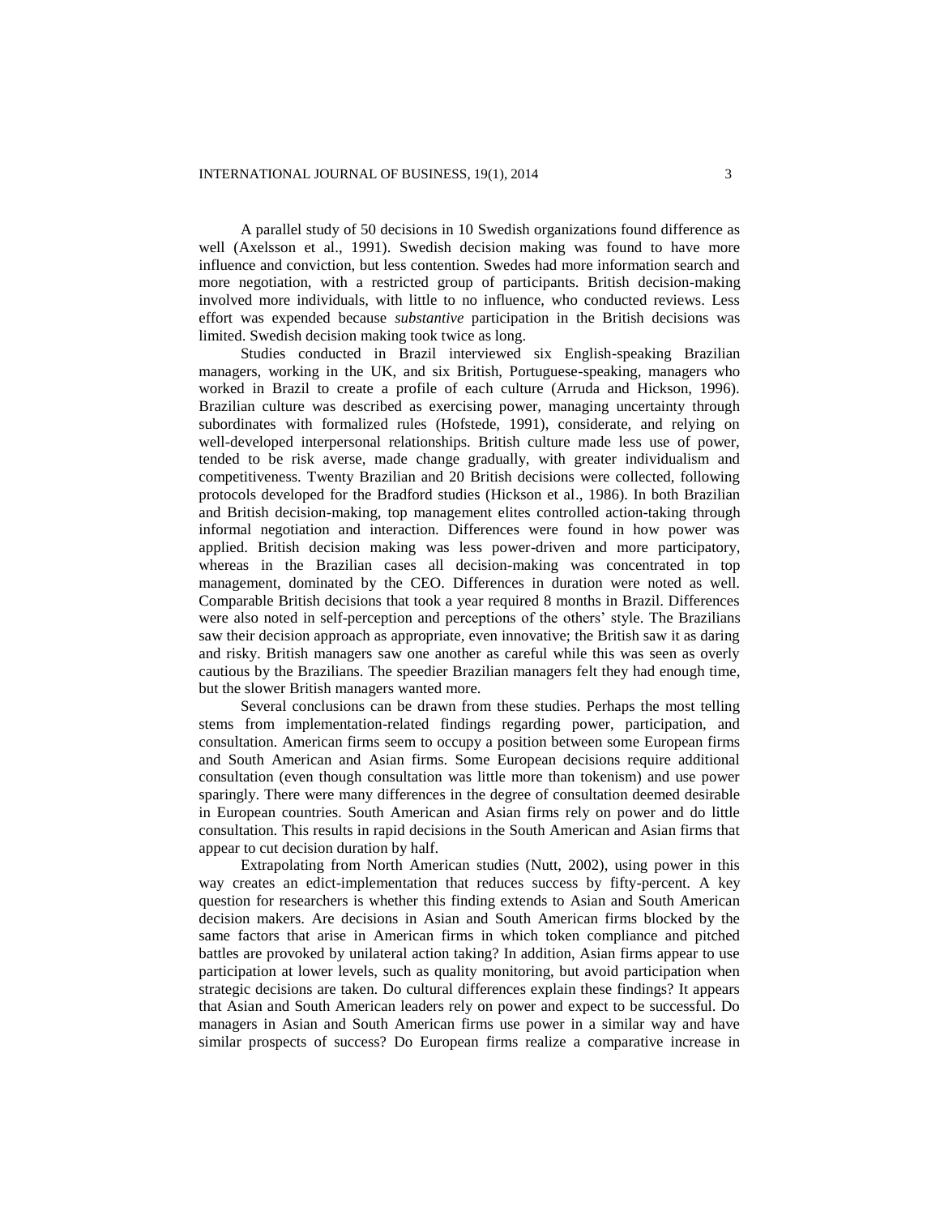A parallel study of 50 decisions in 10 Swedish organizations found difference as well (Axelsson et al., 1991). Swedish decision making was found to have more influence and conviction, but less contention. Swedes had more information search and more negotiation, with a restricted group of participants. British decision-making involved more individuals, with little to no influence, who conducted reviews. Less effort was expended because *substantive* participation in the British decisions was limited. Swedish decision making took twice as long.

Studies conducted in Brazil interviewed six English-speaking Brazilian managers, working in the UK, and six British, Portuguese-speaking, managers who worked in Brazil to create a profile of each culture (Arruda and Hickson, 1996). Brazilian culture was described as exercising power, managing uncertainty through subordinates with formalized rules (Hofstede, 1991), considerate, and relying on well-developed interpersonal relationships. British culture made less use of power, tended to be risk averse, made change gradually, with greater individualism and competitiveness. Twenty Brazilian and 20 British decisions were collected, following protocols developed for the Bradford studies (Hickson et al., 1986). In both Brazilian and British decision-making, top management elites controlled action-taking through informal negotiation and interaction. Differences were found in how power was applied. British decision making was less power-driven and more participatory, whereas in the Brazilian cases all decision-making was concentrated in top management, dominated by the CEO. Differences in duration were noted as well. Comparable British decisions that took a year required 8 months in Brazil. Differences were also noted in self-perception and perceptions of the others' style. The Brazilians saw their decision approach as appropriate, even innovative; the British saw it as daring and risky. British managers saw one another as careful while this was seen as overly cautious by the Brazilians. The speedier Brazilian managers felt they had enough time, but the slower British managers wanted more.

Several conclusions can be drawn from these studies. Perhaps the most telling stems from implementation-related findings regarding power, participation, and consultation. American firms seem to occupy a position between some European firms and South American and Asian firms. Some European decisions require additional consultation (even though consultation was little more than tokenism) and use power sparingly. There were many differences in the degree of consultation deemed desirable in European countries. South American and Asian firms rely on power and do little consultation. This results in rapid decisions in the South American and Asian firms that appear to cut decision duration by half.

Extrapolating from North American studies (Nutt, 2002), using power in this way creates an edict-implementation that reduces success by fifty-percent. A key question for researchers is whether this finding extends to Asian and South American decision makers. Are decisions in Asian and South American firms blocked by the same factors that arise in American firms in which token compliance and pitched battles are provoked by unilateral action taking? In addition, Asian firms appear to use participation at lower levels, such as quality monitoring, but avoid participation when strategic decisions are taken. Do cultural differences explain these findings? It appears that Asian and South American leaders rely on power and expect to be successful. Do managers in Asian and South American firms use power in a similar way and have similar prospects of success? Do European firms realize a comparative increase in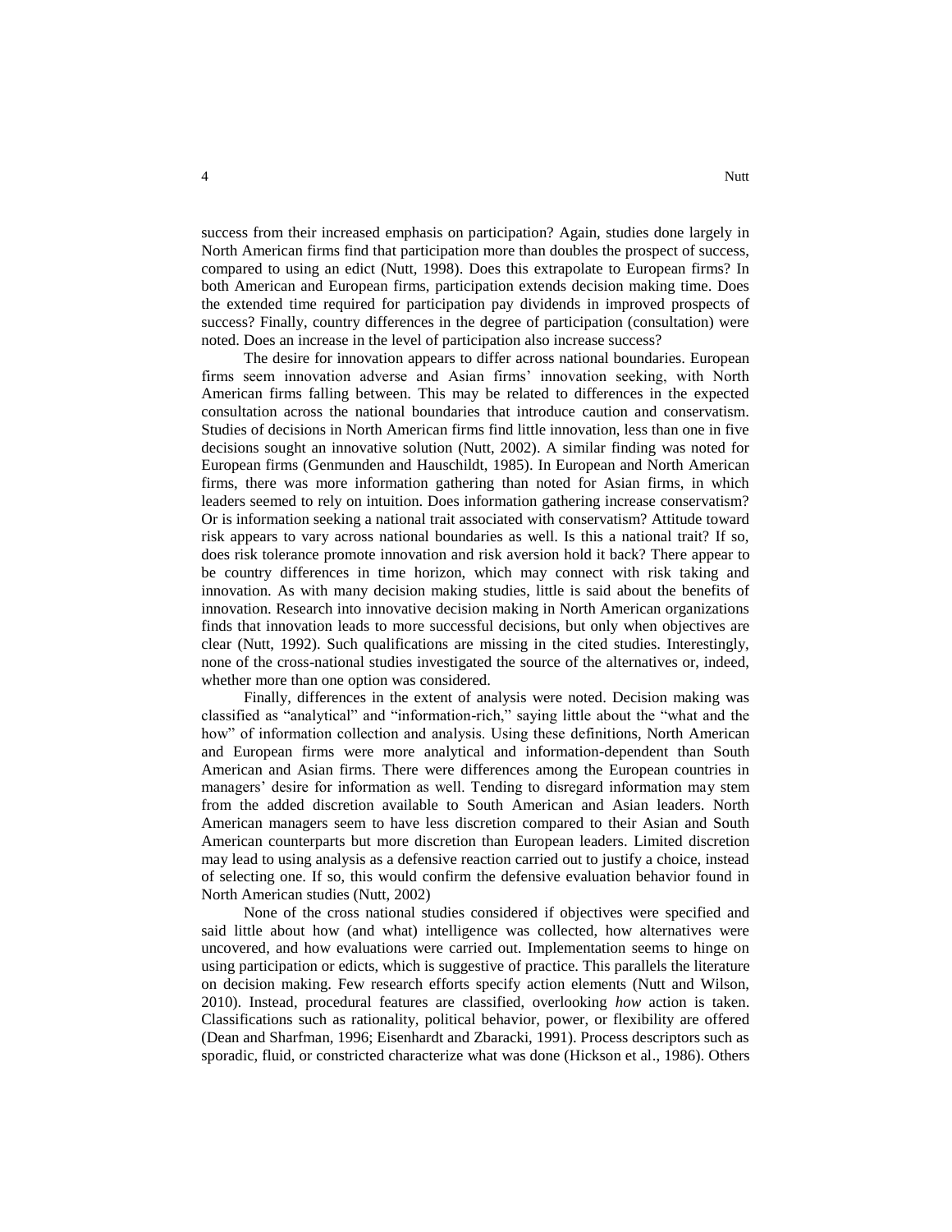success from their increased emphasis on participation? Again, studies done largely in North American firms find that participation more than doubles the prospect of success, compared to using an edict (Nutt, 1998). Does this extrapolate to European firms? In both American and European firms, participation extends decision making time. Does the extended time required for participation pay dividends in improved prospects of success? Finally, country differences in the degree of participation (consultation) were noted. Does an increase in the level of participation also increase success?

The desire for innovation appears to differ across national boundaries. European firms seem innovation adverse and Asian firms' innovation seeking, with North American firms falling between. This may be related to differences in the expected consultation across the national boundaries that introduce caution and conservatism. Studies of decisions in North American firms find little innovation, less than one in five decisions sought an innovative solution (Nutt, 2002). A similar finding was noted for European firms (Genmunden and Hauschildt, 1985). In European and North American firms, there was more information gathering than noted for Asian firms, in which leaders seemed to rely on intuition. Does information gathering increase conservatism? Or is information seeking a national trait associated with conservatism? Attitude toward risk appears to vary across national boundaries as well. Is this a national trait? If so, does risk tolerance promote innovation and risk aversion hold it back? There appear to be country differences in time horizon, which may connect with risk taking and innovation. As with many decision making studies, little is said about the benefits of innovation. Research into innovative decision making in North American organizations finds that innovation leads to more successful decisions, but only when objectives are clear (Nutt, 1992). Such qualifications are missing in the cited studies. Interestingly, none of the cross-national studies investigated the source of the alternatives or, indeed, whether more than one option was considered.

Finally, differences in the extent of analysis were noted. Decision making was classified as "analytical" and "information-rich," saying little about the "what and the how" of information collection and analysis. Using these definitions, North American and European firms were more analytical and information-dependent than South American and Asian firms. There were differences among the European countries in managers' desire for information as well. Tending to disregard information may stem from the added discretion available to South American and Asian leaders. North American managers seem to have less discretion compared to their Asian and South American counterparts but more discretion than European leaders. Limited discretion may lead to using analysis as a defensive reaction carried out to justify a choice, instead of selecting one. If so, this would confirm the defensive evaluation behavior found in North American studies (Nutt, 2002)

None of the cross national studies considered if objectives were specified and said little about how (and what) intelligence was collected, how alternatives were uncovered, and how evaluations were carried out. Implementation seems to hinge on using participation or edicts, which is suggestive of practice. This parallels the literature on decision making. Few research efforts specify action elements (Nutt and Wilson, 2010). Instead, procedural features are classified, overlooking *how* action is taken. Classifications such as rationality, political behavior, power, or flexibility are offered (Dean and Sharfman, 1996; Eisenhardt and Zbaracki, 1991). Process descriptors such as sporadic, fluid, or constricted characterize what was done (Hickson et al., 1986). Others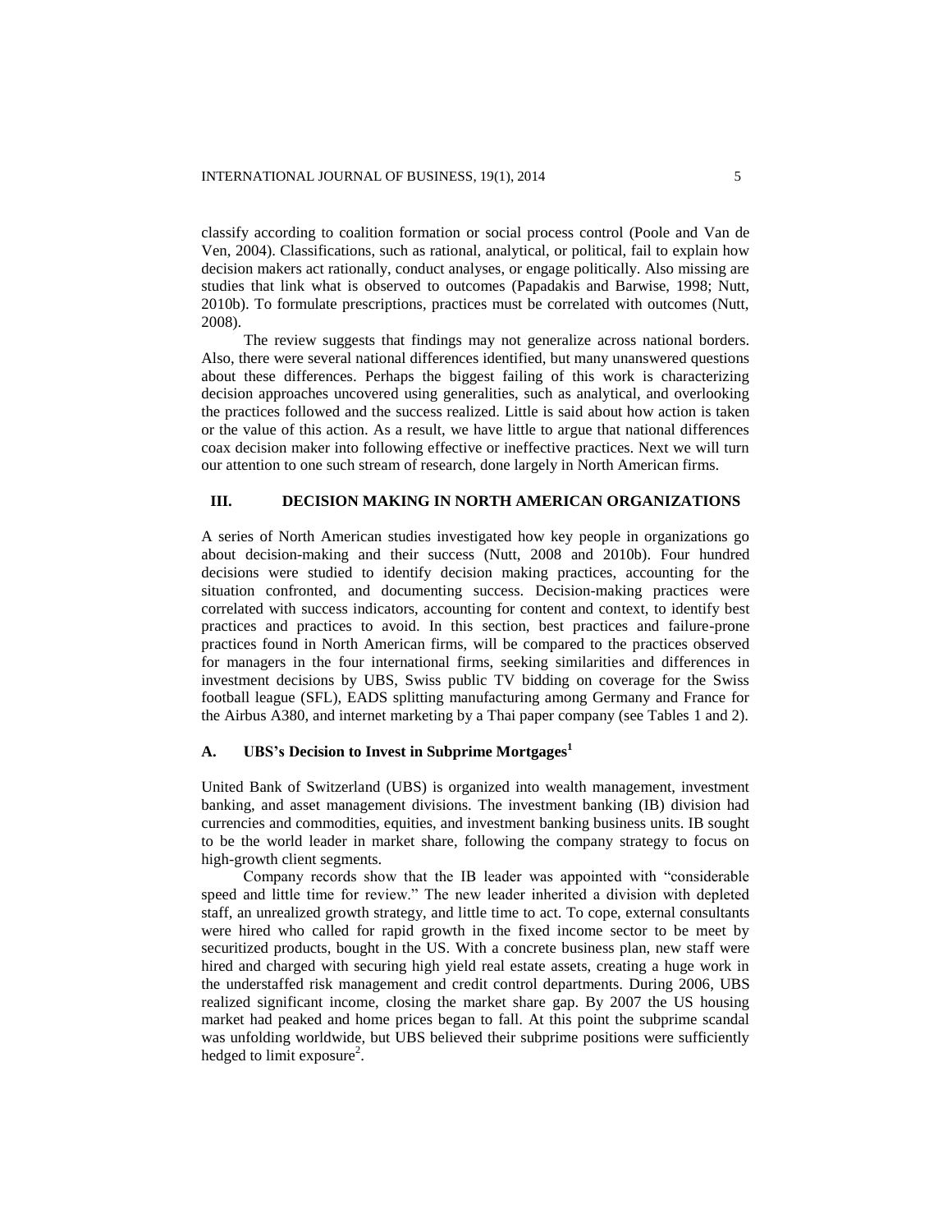classify according to coalition formation or social process control (Poole and Van de Ven, 2004). Classifications, such as rational, analytical, or political, fail to explain how decision makers act rationally, conduct analyses, or engage politically. Also missing are studies that link what is observed to outcomes (Papadakis and Barwise, 1998; Nutt, 2010b). To formulate prescriptions, practices must be correlated with outcomes (Nutt, 2008).

The review suggests that findings may not generalize across national borders. Also, there were several national differences identified, but many unanswered questions about these differences. Perhaps the biggest failing of this work is characterizing decision approaches uncovered using generalities, such as analytical, and overlooking the practices followed and the success realized. Little is said about how action is taken or the value of this action. As a result, we have little to argue that national differences coax decision maker into following effective or ineffective practices. Next we will turn our attention to one such stream of research, done largely in North American firms.

## III. DECISION MAKING IN NORTH AMERICAN ORGANIZATIONS

A series of North American studies investigated how key people in organizations go about decision-making and their success (Nutt, 2008 and 2010b). Four hundred decisions were studied to identify decision making practices, accounting for the situation confronted, and documenting success. Decision-making practices were correlated with success indicators, accounting for content and context, to identify best practices and practices to avoid. In this section, best practices and failure-prone practices found in North American firms, will be compared to the practices observed for managers in the four international firms, seeking similarities and differences in investment decisions by UBS, Swiss public TV bidding on coverage for the Swiss football league (SFL), EADS splitting manufacturing among Germany and France for the Airbus A380, and internet marketing by a Thai paper company (see Tables 1 and 2).

### A. UBS's Decision to Invest in Subprime Mortgages[1]

United Bank of Switzerland (UBS) is organized into wealth management, investment banking, and asset management divisions. The investment banking (IB) division had currencies and commodities, equities, and investment banking business units. IB sought to be the world leader in market share, following the company strategy to focus on high-growth client segments.

Company records show that the IB leader was appointed with "considerable speed and little time for review." The new leader inherited a division with depleted staff, an unrealized growth strategy, and little time to act. To cope, external consultants were hired who called for rapid growth in the fixed income sector to be meet by securitized products, bought in the US. With a concrete business plan, new staff were hired and charged with securing high yield real estate assets, creating a huge work in the understaffed risk management and credit control departments. During 2006, UBS realized significant income, closing the market share gap. By 2007 the US housing market had peaked and home prices began to fall. At this point the subprime scandal was unfolding worldwide, but UBS believed their subprime positions were sufficiently hedged to limit exposure[2].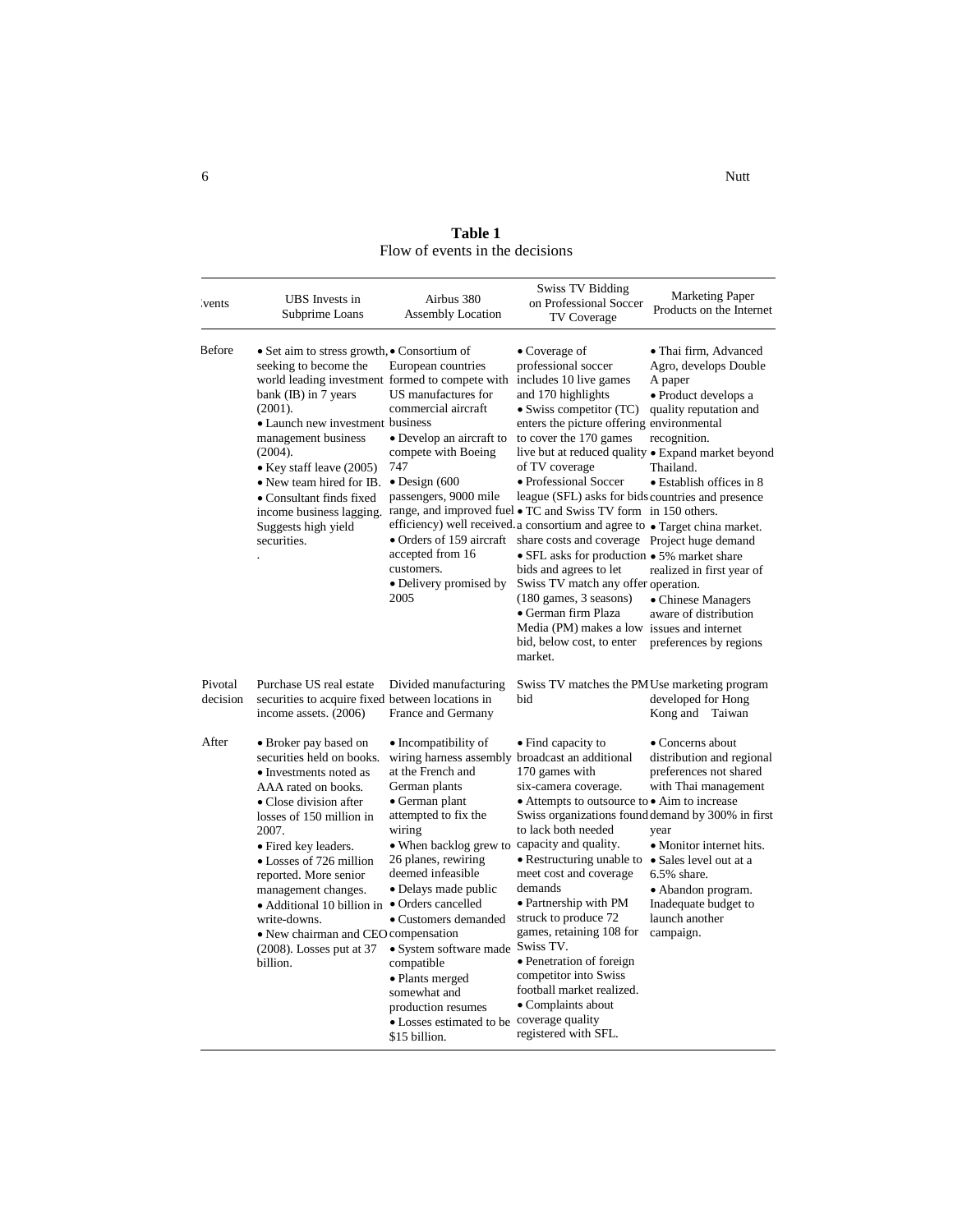**Table 1**
Flow of events in the decisions

| Events | UBS Invests in Subprime Loans | Airbus 380 Assembly Location | Swiss TV Bidding on Professional Soccer TV Coverage | Marketing Paper Products on the Internet |
|---|---|---|---|---|
| Before | • Set aim to stress growth, seeking to become the world leading investment bank (IB) in 7 years (2001). • Launch new investment management business (2004). • Key staff leave (2005) • New team hired for IB. • Consultant finds fixed income business lagging. Suggests high yield securities. . | • Consortium of European countries formed to compete with US manufactures for commercial aircraft business • Develop an aircraft to compete with Boeing 747 • Design (600 passengers, 9000 mile range, and improved fuel efficiency) well received. • Orders of 159 aircraft accepted from 16 customers. • Delivery promised by 2005 | • Coverage of professional soccer includes 10 live games and 170 highlights • Swiss competitor (TC) enters the picture offering to cover the 170 games live but at reduced quality of TV coverage • Professional Soccer league (SFL) asks for bids • TC and Swiss TV form a consortium and agree to share costs and coverage • SFL asks for production bids and agrees to let Swiss TV match any offer (180 games, 3 seasons) • German firm Plaza Media (PM) makes a low bid, below cost, to enter market. | • Thai firm, Advanced Agro, develops Double A paper • Product develops a quality reputation and environmental recognition. • Expand market beyond Thailand. • Establish offices in 8 countries and presence in 150 others. • Target china market. Project huge demand • 5% market share realized in first year of operation. • Chinese Managers aware of distribution issues and internet preferences by regions |
| Pivotal decision | Purchase US real estate securities to acquire fixed income assets. (2006) | Divided manufacturing between locations in France and Germany | Swiss TV matches the PM bid | Use marketing program developed for Hong Kong and Taiwan |
| After | • Broker pay based on securities held on books. • Investments noted as AAA rated on books. • Close division after losses of 150 million in 2007. • Fired key leaders. • Losses of 726 million reported. More senior management changes. • Additional 10 billion in write-downs. • New chairman and CEO (2008). Losses put at 37 billion. | • Incompatibility of wiring harness assembly at the French and German plants • German plant attempted to fix the wiring • When backlog grew to 26 planes, rewiring deemed infeasible • Delays made public • Orders cancelled • Customers demanded compensation • System software made compatible • Plants merged somewhat and production resumes • Losses estimated to be $15 billion. | • Find capacity to broadcast an additional 170 games with six-camera coverage. • Attempts to outsource to Swiss organizations found to lack both needed capacity and quality. • Restructuring unable to meet cost and coverage demands • Partnership with PM struck to produce 72 games, retaining 108 for Swiss TV. • Penetration of foreign competitor into Swiss football market realized. • Complaints about coverage quality registered with SFL. | • Concerns about distribution and regional preferences not shared with Thai management • Aim to increase demand by 300% in first year • Monitor internet hits. • Sales level out at a 6.5% share. • Abandon program. Inadequate budget to launch another campaign. |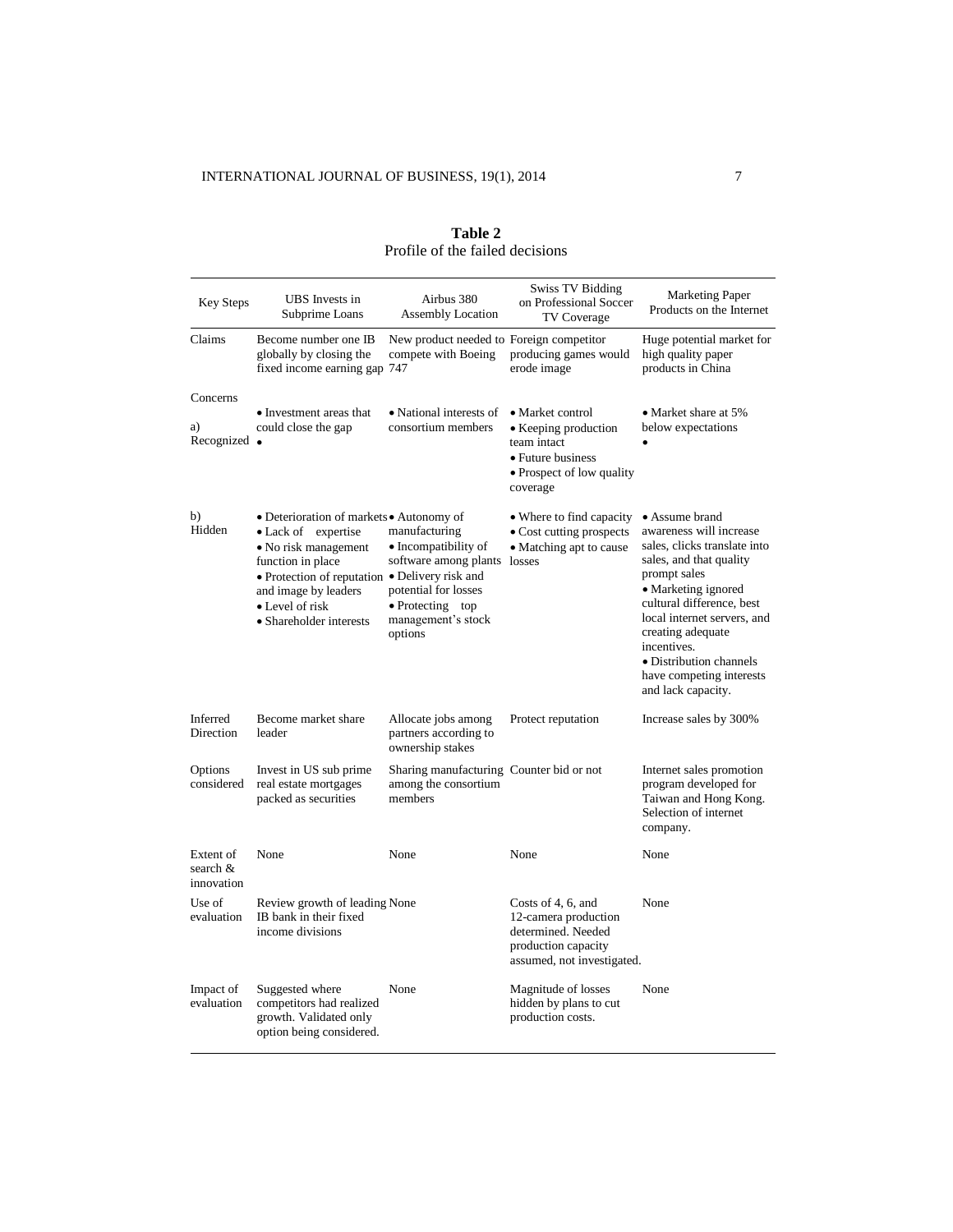**Table 2**
Profile of the failed decisions

| Key Steps | UBS Invests in Subprime Loans | Airbus 380 Assembly Location | Swiss TV Bidding on Professional Soccer TV Coverage | Marketing Paper Products on the Internet |
|---|---|---|---|---|
| Claims | Become number one IB globally by closing the fixed income earning gap | New product needed to compete with Boeing 747 | Foreign competitor producing games would erode image | Huge potential market for high quality paper products in China |
| Concerns<br>a) Recognized | • Investment areas that could close the gap<br>• | • National interests of consortium members | • Market control<br>• Keeping production team intact<br>• Future business<br>• Prospect of low quality coverage | • Market share at 5% below expectations<br>• |
| b) Hidden | • Deterioration of markets<br>• Lack of expertise<br>• No risk management function in place<br>• Protection of reputation and image by leaders<br>• Level of risk<br>• Shareholder interests | • Autonomy of manufacturing<br>• Incompatibility of software among plants<br>• Delivery risk and potential for losses<br>• Protecting top management's stock options | • Where to find capacity<br>• Cost cutting prospects<br>• Matching apt to cause losses | • Assume brand awareness will increase sales, clicks translate into sales, and that quality prompt sales<br>• Marketing ignored cultural difference, best local internet servers, and creating adequate incentives.<br>• Distribution channels have competing interests and lack capacity. |
| Inferred Direction | Become market share leader | Allocate jobs among partners according to ownership stakes | Protect reputation | Increase sales by 300% |
| Options considered | Invest in US sub prime real estate mortgages packed as securities | Sharing manufacturing among the consortium members | Counter bid or not | Internet sales promotion program developed for Taiwan and Hong Kong. Selection of internet company. |
| Extent of search & innovation | None | None | None | None |
| Use of evaluation | Review growth of leading IB bank in their fixed income divisions | None | Costs of 4, 6, and 12-camera production determined. Needed production capacity assumed, not investigated. | None |
| Impact of evaluation | Suggested where competitors had realized growth. Validated only option being considered. | None | Magnitude of losses hidden by plans to cut production costs. | None |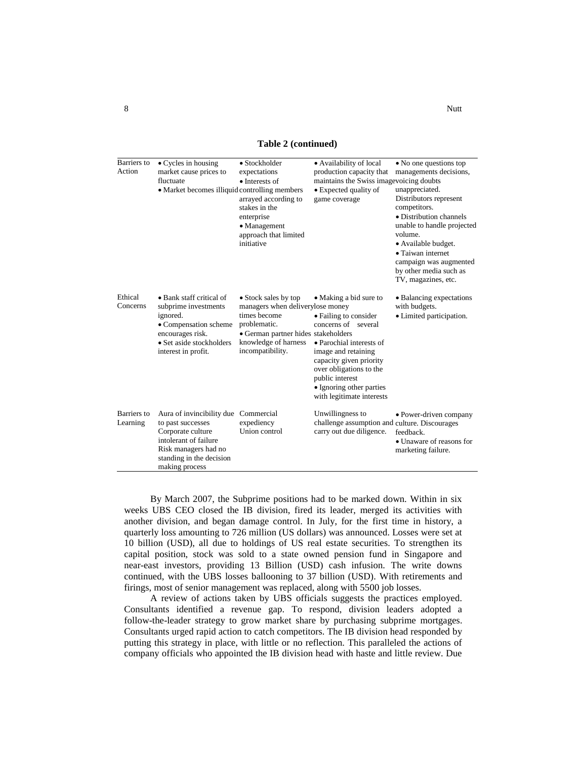**Table 2 (continued)**

| | | | | |
|---|---|---|---|---|
| Barriers to Action | • Cycles in housing market cause prices to fluctuate<br>• Market becomes illiquid | • Stockholder expectations<br>• Interests of controlling members arrayed according to stakes in the enterprise<br>• Management approach that limited initiative | • Availability of local production capacity that maintains the Swiss image<br>• Expected quality of game coverage | • No one questions top managements decisions, voicing doubts unappreciated. Distributors represent competitors.<br>• Distribution channels unable to handle projected volume.<br>• Available budget.<br>• Taiwan internet campaign was augmented by other media such as TV, magazines, etc. |
| Ethical Concerns | • Bank staff critical of subprime investments ignored.<br>• Compensation scheme encourages risk.<br>• Set aside stockholders interest in profit. | • Stock sales by top managers when delivery times become problematic.<br>• German partner hides knowledge of harness incompatibility. | • Making a bid sure to lose money<br>• Failing to consider concerns of several stakeholders<br>• Parochial interests of image and retaining capacity given priority over obligations to the public interest<br>• Ignoring other parties with legitimate interests | • Balancing expectations with budgets.<br>• Limited participation. |
| Barriers to Learning | Aura of invincibility due to past successes<br>Corporate culture intolerant of failure<br>Risk managers had no standing in the decision making process | Commercial expediency<br>Union control | Unwillingness to challenge assumption and carry out due diligence. | • Power-driven company culture. Discourages feedback.<br>• Unaware of reasons for marketing failure. |

By March 2007, the Subprime positions had to be marked down. Within in six weeks UBS CEO closed the IB division, fired its leader, merged its activities with another division, and began damage control. In July, for the first time in history, a quarterly loss amounting to 726 million (US dollars) was announced. Losses were set at 10 billion (USD), all due to holdings of US real estate securities. To strengthen its capital position, stock was sold to a state owned pension fund in Singapore and near-east investors, providing 13 Billion (USD) cash infusion. The write downs continued, with the UBS losses ballooning to 37 billion (USD). With retirements and firings, most of senior management was replaced, along with 5500 job losses.

A review of actions taken by UBS officials suggests the practices employed. Consultants identified a revenue gap. To respond, division leaders adopted a follow-the-leader strategy to grow market share by purchasing subprime mortgages. Consultants urged rapid action to catch competitors. The IB division head responded by putting this strategy in place, with little or no reflection. This paralleled the actions of company officials who appointed the IB division head with haste and little review. Due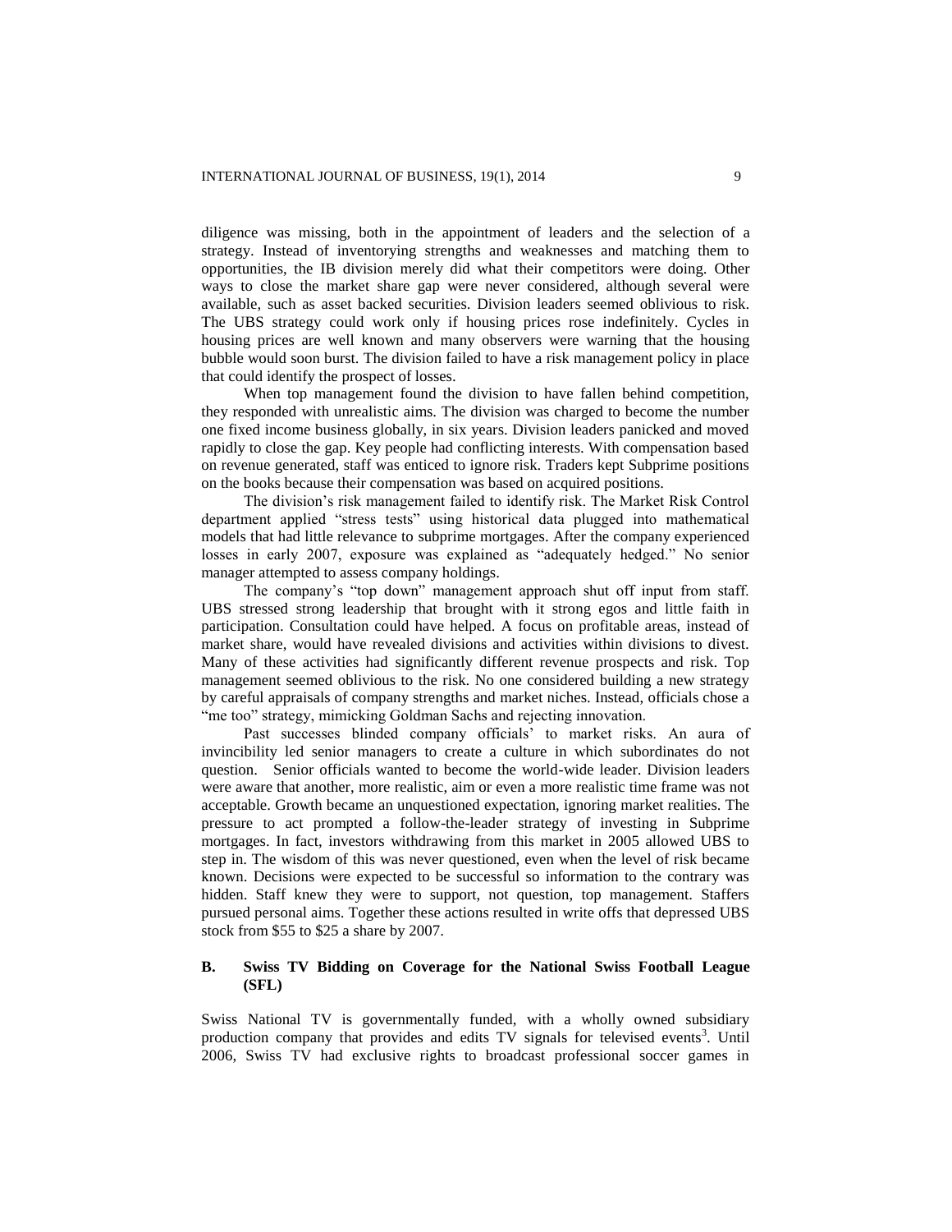diligence was missing, both in the appointment of leaders and the selection of a strategy. Instead of inventorying strengths and weaknesses and matching them to opportunities, the IB division merely did what their competitors were doing. Other ways to close the market share gap were never considered, although several were available, such as asset backed securities. Division leaders seemed oblivious to risk. The UBS strategy could work only if housing prices rose indefinitely. Cycles in housing prices are well known and many observers were warning that the housing bubble would soon burst. The division failed to have a risk management policy in place that could identify the prospect of losses.

When top management found the division to have fallen behind competition, they responded with unrealistic aims. The division was charged to become the number one fixed income business globally, in six years. Division leaders panicked and moved rapidly to close the gap. Key people had conflicting interests. With compensation based on revenue generated, staff was enticed to ignore risk. Traders kept Subprime positions on the books because their compensation was based on acquired positions.

The division's risk management failed to identify risk. The Market Risk Control department applied "stress tests" using historical data plugged into mathematical models that had little relevance to subprime mortgages. After the company experienced losses in early 2007, exposure was explained as "adequately hedged." No senior manager attempted to assess company holdings.

The company's "top down" management approach shut off input from staff. UBS stressed strong leadership that brought with it strong egos and little faith in participation. Consultation could have helped. A focus on profitable areas, instead of market share, would have revealed divisions and activities within divisions to divest. Many of these activities had significantly different revenue prospects and risk. Top management seemed oblivious to the risk. No one considered building a new strategy by careful appraisals of company strengths and market niches. Instead, officials chose a "me too" strategy, mimicking Goldman Sachs and rejecting innovation.

Past successes blinded company officials' to market risks. An aura of invincibility led senior managers to create a culture in which subordinates do not question. Senior officials wanted to become the world-wide leader. Division leaders were aware that another, more realistic, aim or even a more realistic time frame was not acceptable. Growth became an unquestioned expectation, ignoring market realities. The pressure to act prompted a follow-the-leader strategy of investing in Subprime mortgages. In fact, investors withdrawing from this market in 2005 allowed UBS to step in. The wisdom of this was never questioned, even when the level of risk became known. Decisions were expected to be successful so information to the contrary was hidden. Staff knew they were to support, not question, top management. Staffers pursued personal aims. Together these actions resulted in write offs that depressed UBS stock from $55 to $25 a share by 2007.

### B. Swiss TV Bidding on Coverage for the National Swiss Football League (SFL)

Swiss National TV is governmentally funded, with a wholly owned subsidiary production company that provides and edits TV signals for televised events[3]. Until 2006, Swiss TV had exclusive rights to broadcast professional soccer games in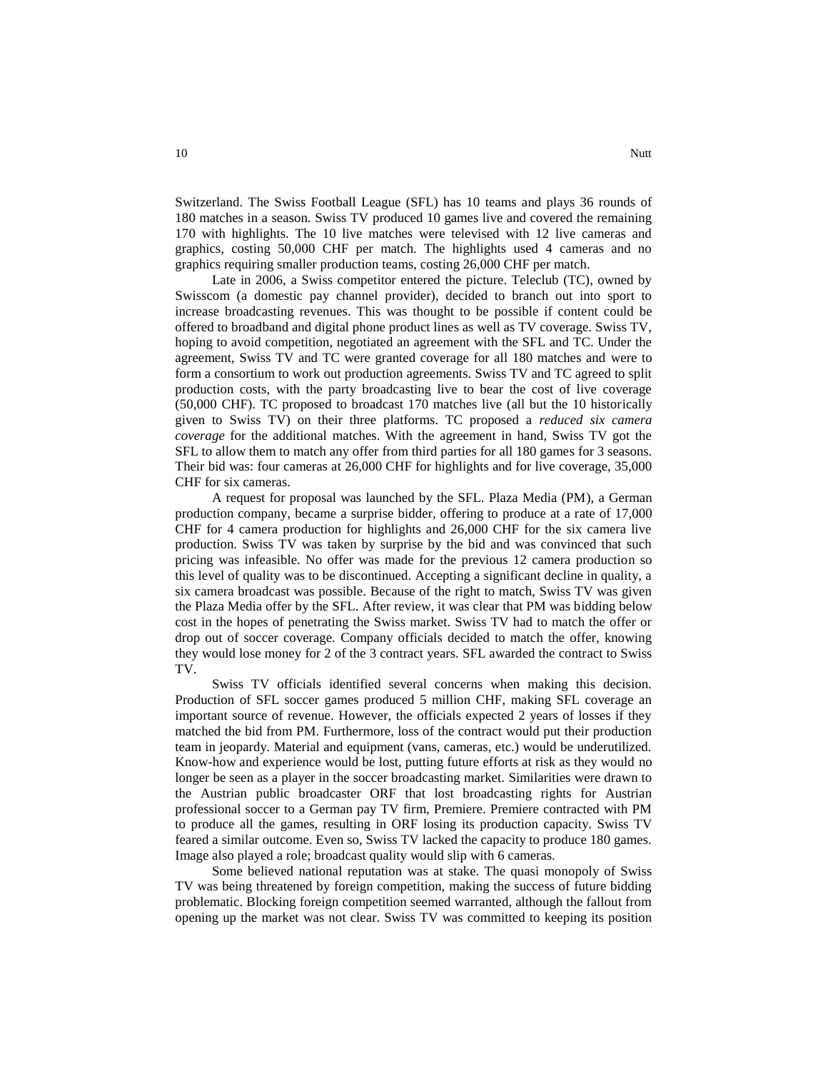Switzerland. The Swiss Football League (SFL) has 10 teams and plays 36 rounds of 180 matches in a season. Swiss TV produced 10 games live and covered the remaining 170 with highlights. The 10 live matches were televised with 12 live cameras and graphics, costing 50,000 CHF per match. The highlights used 4 cameras and no graphics requiring smaller production teams, costing 26,000 CHF per match.

Late in 2006, a Swiss competitor entered the picture. Teleclub (TC), owned by Swisscom (a domestic pay channel provider), decided to branch out into sport to increase broadcasting revenues. This was thought to be possible if content could be offered to broadband and digital phone product lines as well as TV coverage. Swiss TV, hoping to avoid competition, negotiated an agreement with the SFL and TC. Under the agreement, Swiss TV and TC were granted coverage for all 180 matches and were to form a consortium to work out production agreements. Swiss TV and TC agreed to split production costs, with the party broadcasting live to bear the cost of live coverage (50,000 CHF). TC proposed to broadcast 170 matches live (all but the 10 historically given to Swiss TV) on their three platforms. TC proposed a *reduced six camera coverage* for the additional matches. With the agreement in hand, Swiss TV got the SFL to allow them to match any offer from third parties for all 180 games for 3 seasons. Their bid was: four cameras at 26,000 CHF for highlights and for live coverage, 35,000 CHF for six cameras.

A request for proposal was launched by the SFL. Plaza Media (PM), a German production company, became a surprise bidder, offering to produce at a rate of 17,000 CHF for 4 camera production for highlights and 26,000 CHF for the six camera live production. Swiss TV was taken by surprise by the bid and was convinced that such pricing was infeasible. No offer was made for the previous 12 camera production so this level of quality was to be discontinued. Accepting a significant decline in quality, a six camera broadcast was possible. Because of the right to match, Swiss TV was given the Plaza Media offer by the SFL. After review, it was clear that PM was bidding below cost in the hopes of penetrating the Swiss market. Swiss TV had to match the offer or drop out of soccer coverage. Company officials decided to match the offer, knowing they would lose money for 2 of the 3 contract years. SFL awarded the contract to Swiss TV.

Swiss TV officials identified several concerns when making this decision. Production of SFL soccer games produced 5 million CHF, making SFL coverage an important source of revenue. However, the officials expected 2 years of losses if they matched the bid from PM. Furthermore, loss of the contract would put their production team in jeopardy. Material and equipment (vans, cameras, etc.) would be underutilized. Know-how and experience would be lost, putting future efforts at risk as they would no longer be seen as a player in the soccer broadcasting market. Similarities were drawn to the Austrian public broadcaster ORF that lost broadcasting rights for Austrian professional soccer to a German pay TV firm, Premiere. Premiere contracted with PM to produce all the games, resulting in ORF losing its production capacity. Swiss TV feared a similar outcome. Even so, Swiss TV lacked the capacity to produce 180 games. Image also played a role; broadcast quality would slip with 6 cameras.

Some believed national reputation was at stake. The quasi monopoly of Swiss TV was being threatened by foreign competition, making the success of future bidding problematic. Blocking foreign competition seemed warranted, although the fallout from opening up the market was not clear. Swiss TV was committed to keeping its position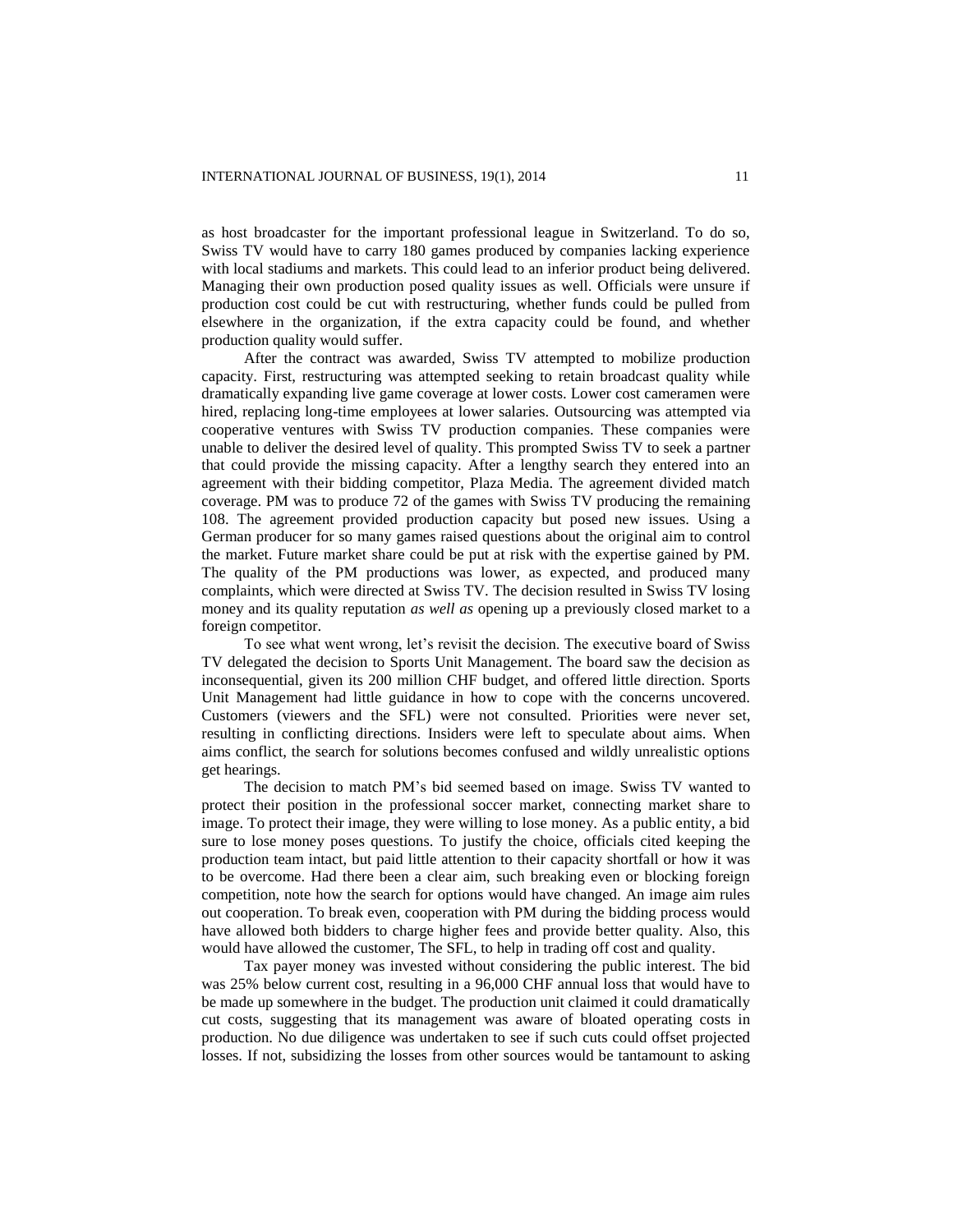as host broadcaster for the important professional league in Switzerland. To do so, Swiss TV would have to carry 180 games produced by companies lacking experience with local stadiums and markets. This could lead to an inferior product being delivered. Managing their own production posed quality issues as well. Officials were unsure if production cost could be cut with restructuring, whether funds could be pulled from elsewhere in the organization, if the extra capacity could be found, and whether production quality would suffer.

After the contract was awarded, Swiss TV attempted to mobilize production capacity. First, restructuring was attempted seeking to retain broadcast quality while dramatically expanding live game coverage at lower costs. Lower cost cameramen were hired, replacing long-time employees at lower salaries. Outsourcing was attempted via cooperative ventures with Swiss TV production companies. These companies were unable to deliver the desired level of quality. This prompted Swiss TV to seek a partner that could provide the missing capacity. After a lengthy search they entered into an agreement with their bidding competitor, Plaza Media. The agreement divided match coverage. PM was to produce 72 of the games with Swiss TV producing the remaining 108. The agreement provided production capacity but posed new issues. Using a German producer for so many games raised questions about the original aim to control the market. Future market share could be put at risk with the expertise gained by PM. The quality of the PM productions was lower, as expected, and produced many complaints, which were directed at Swiss TV. The decision resulted in Swiss TV losing money and its quality reputation *as well as* opening up a previously closed market to a foreign competitor.

To see what went wrong, let's revisit the decision. The executive board of Swiss TV delegated the decision to Sports Unit Management. The board saw the decision as inconsequential, given its 200 million CHF budget, and offered little direction. Sports Unit Management had little guidance in how to cope with the concerns uncovered. Customers (viewers and the SFL) were not consulted. Priorities were never set, resulting in conflicting directions. Insiders were left to speculate about aims. When aims conflict, the search for solutions becomes confused and wildly unrealistic options get hearings.

The decision to match PM's bid seemed based on image. Swiss TV wanted to protect their position in the professional soccer market, connecting market share to image. To protect their image, they were willing to lose money. As a public entity, a bid sure to lose money poses questions. To justify the choice, officials cited keeping the production team intact, but paid little attention to their capacity shortfall or how it was to be overcome. Had there been a clear aim, such breaking even or blocking foreign competition, note how the search for options would have changed. An image aim rules out cooperation. To break even, cooperation with PM during the bidding process would have allowed both bidders to charge higher fees and provide better quality. Also, this would have allowed the customer, The SFL, to help in trading off cost and quality.

Tax payer money was invested without considering the public interest. The bid was 25% below current cost, resulting in a 96,000 CHF annual loss that would have to be made up somewhere in the budget. The production unit claimed it could dramatically cut costs, suggesting that its management was aware of bloated operating costs in production. No due diligence was undertaken to see if such cuts could offset projected losses. If not, subsidizing the losses from other sources would be tantamount to asking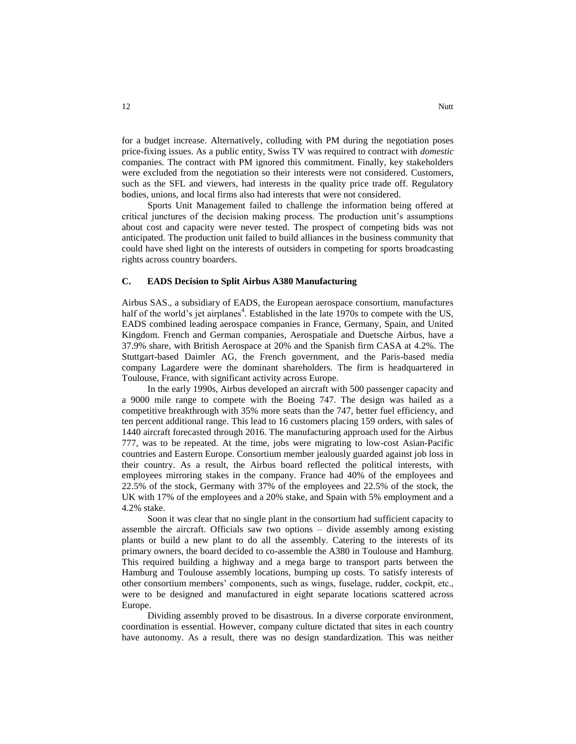for a budget increase. Alternatively, colluding with PM during the negotiation poses price-fixing issues. As a public entity, Swiss TV was required to contract with *domestic* companies. The contract with PM ignored this commitment. Finally, key stakeholders were excluded from the negotiation so their interests were not considered. Customers, such as the SFL and viewers, had interests in the quality price trade off. Regulatory bodies, unions, and local firms also had interests that were not considered.

Sports Unit Management failed to challenge the information being offered at critical junctures of the decision making process. The production unit's assumptions about cost and capacity were never tested. The prospect of competing bids was not anticipated. The production unit failed to build alliances in the business community that could have shed light on the interests of outsiders in competing for sports broadcasting rights across country boarders.

### C. EADS Decision to Split Airbus A380 Manufacturing

Airbus SAS., a subsidiary of EADS, the European aerospace consortium, manufactures half of the world's jet airplanes[4]. Established in the late 1970s to compete with the US, EADS combined leading aerospace companies in France, Germany, Spain, and United Kingdom. French and German companies, Aerospatiale and Duetsche Airbus, have a 37.9% share, with British Aerospace at 20% and the Spanish firm CASA at 4.2%. The Stuttgart-based Daimler AG, the French government, and the Paris-based media company Lagardere were the dominant shareholders. The firm is headquartered in Toulouse, France, with significant activity across Europe.

In the early 1990s, Airbus developed an aircraft with 500 passenger capacity and a 9000 mile range to compete with the Boeing 747. The design was hailed as a competitive breakthrough with 35% more seats than the 747, better fuel efficiency, and ten percent additional range. This lead to 16 customers placing 159 orders, with sales of 1440 aircraft forecasted through 2016. The manufacturing approach used for the Airbus 777, was to be repeated. At the time, jobs were migrating to low-cost Asian-Pacific countries and Eastern Europe. Consortium member jealously guarded against job loss in their country. As a result, the Airbus board reflected the political interests, with employees mirroring stakes in the company. France had 40% of the employees and 22.5% of the stock, Germany with 37% of the employees and 22.5% of the stock, the UK with 17% of the employees and a 20% stake, and Spain with 5% employment and a 4.2% stake.

Soon it was clear that no single plant in the consortium had sufficient capacity to assemble the aircraft. Officials saw two options – divide assembly among existing plants or build a new plant to do all the assembly. Catering to the interests of its primary owners, the board decided to co-assemble the A380 in Toulouse and Hamburg. This required building a highway and a mega barge to transport parts between the Hamburg and Toulouse assembly locations, bumping up costs. To satisfy interests of other consortium members' components, such as wings, fuselage, rudder, cockpit, etc., were to be designed and manufactured in eight separate locations scattered across Europe.

Dividing assembly proved to be disastrous. In a diverse corporate environment, coordination is essential. However, company culture dictated that sites in each country have autonomy. As a result, there was no design standardization. This was neither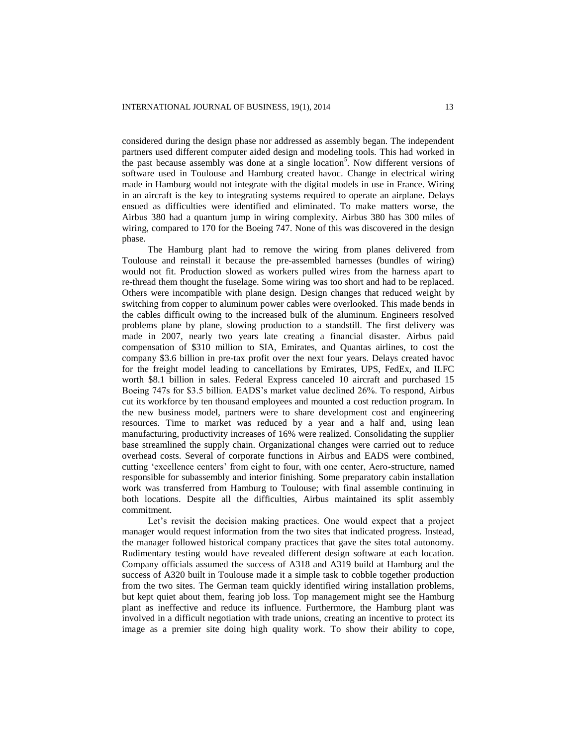considered during the design phase nor addressed as assembly began. The independent partners used different computer aided design and modeling tools. This had worked in the past because assembly was done at a single location[5]. Now different versions of software used in Toulouse and Hamburg created havoc. Change in electrical wiring made in Hamburg would not integrate with the digital models in use in France. Wiring in an aircraft is the key to integrating systems required to operate an airplane. Delays ensued as difficulties were identified and eliminated. To make matters worse, the Airbus 380 had a quantum jump in wiring complexity. Airbus 380 has 300 miles of wiring, compared to 170 for the Boeing 747. None of this was discovered in the design phase.

The Hamburg plant had to remove the wiring from planes delivered from Toulouse and reinstall it because the pre-assembled harnesses (bundles of wiring) would not fit. Production slowed as workers pulled wires from the harness apart to re-thread them thought the fuselage. Some wiring was too short and had to be replaced. Others were incompatible with plane design. Design changes that reduced weight by switching from copper to aluminum power cables were overlooked. This made bends in the cables difficult owing to the increased bulk of the aluminum. Engineers resolved problems plane by plane, slowing production to a standstill. The first delivery was made in 2007, nearly two years late creating a financial disaster. Airbus paid compensation of \$310 million to SIA, Emirates, and Quantas airlines, to cost the company \$3.6 billion in pre-tax profit over the next four years. Delays created havoc for the freight model leading to cancellations by Emirates, UPS, FedEx, and ILFC worth \$8.1 billion in sales. Federal Express canceled 10 aircraft and purchased 15 Boeing 747s for \$3.5 billion. EADS's market value declined 26%. To respond, Airbus cut its workforce by ten thousand employees and mounted a cost reduction program. In the new business model, partners were to share development cost and engineering resources. Time to market was reduced by a year and a half and, using lean manufacturing, productivity increases of 16% were realized. Consolidating the supplier base streamlined the supply chain. Organizational changes were carried out to reduce overhead costs. Several of corporate functions in Airbus and EADS were combined, cutting 'excellence centers' from eight to four, with one center, Aero-structure, named responsible for subassembly and interior finishing. Some preparatory cabin installation work was transferred from Hamburg to Toulouse; with final assemble continuing in both locations. Despite all the difficulties, Airbus maintained its split assembly commitment.

Let's revisit the decision making practices. One would expect that a project manager would request information from the two sites that indicated progress. Instead, the manager followed historical company practices that gave the sites total autonomy. Rudimentary testing would have revealed different design software at each location. Company officials assumed the success of A318 and A319 build at Hamburg and the success of A320 built in Toulouse made it a simple task to cobble together production from the two sites. The German team quickly identified wiring installation problems, but kept quiet about them, fearing job loss. Top management might see the Hamburg plant as ineffective and reduce its influence. Furthermore, the Hamburg plant was involved in a difficult negotiation with trade unions, creating an incentive to protect its image as a premier site doing high quality work. To show their ability to cope,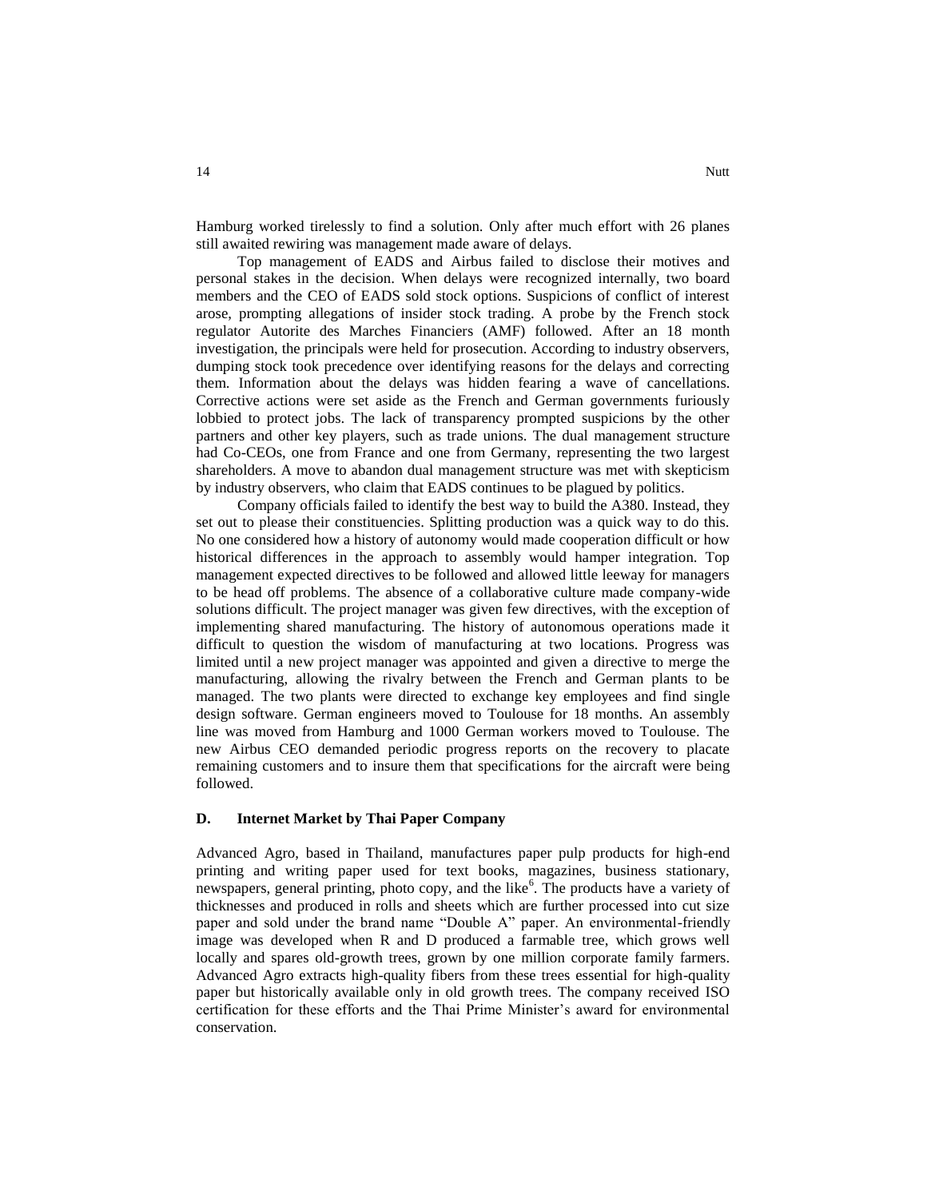Hamburg worked tirelessly to find a solution. Only after much effort with 26 planes still awaited rewiring was management made aware of delays.

Top management of EADS and Airbus failed to disclose their motives and personal stakes in the decision. When delays were recognized internally, two board members and the CEO of EADS sold stock options. Suspicions of conflict of interest arose, prompting allegations of insider stock trading. A probe by the French stock regulator Autorite des Marches Financiers (AMF) followed. After an 18 month investigation, the principals were held for prosecution. According to industry observers, dumping stock took precedence over identifying reasons for the delays and correcting them. Information about the delays was hidden fearing a wave of cancellations. Corrective actions were set aside as the French and German governments furiously lobbied to protect jobs. The lack of transparency prompted suspicions by the other partners and other key players, such as trade unions. The dual management structure had Co-CEOs, one from France and one from Germany, representing the two largest shareholders. A move to abandon dual management structure was met with skepticism by industry observers, who claim that EADS continues to be plagued by politics.

Company officials failed to identify the best way to build the A380. Instead, they set out to please their constituencies. Splitting production was a quick way to do this. No one considered how a history of autonomy would made cooperation difficult or how historical differences in the approach to assembly would hamper integration. Top management expected directives to be followed and allowed little leeway for managers to be head off problems. The absence of a collaborative culture made company-wide solutions difficult. The project manager was given few directives, with the exception of implementing shared manufacturing. The history of autonomous operations made it difficult to question the wisdom of manufacturing at two locations. Progress was limited until a new project manager was appointed and given a directive to merge the manufacturing, allowing the rivalry between the French and German plants to be managed. The two plants were directed to exchange key employees and find single design software. German engineers moved to Toulouse for 18 months. An assembly line was moved from Hamburg and 1000 German workers moved to Toulouse. The new Airbus CEO demanded periodic progress reports on the recovery to placate remaining customers and to insure them that specifications for the aircraft were being followed.

### D. Internet Market by Thai Paper Company

Advanced Agro, based in Thailand, manufactures paper pulp products for high-end printing and writing paper used for text books, magazines, business stationary, newspapers, general printing, photo copy, and the like[6]. The products have a variety of thicknesses and produced in rolls and sheets which are further processed into cut size paper and sold under the brand name "Double A" paper. An environmental-friendly image was developed when R and D produced a farmable tree, which grows well locally and spares old-growth trees, grown by one million corporate family farmers. Advanced Agro extracts high-quality fibers from these trees essential for high-quality paper but historically available only in old growth trees. The company received ISO certification for these efforts and the Thai Prime Minister's award for environmental conservation.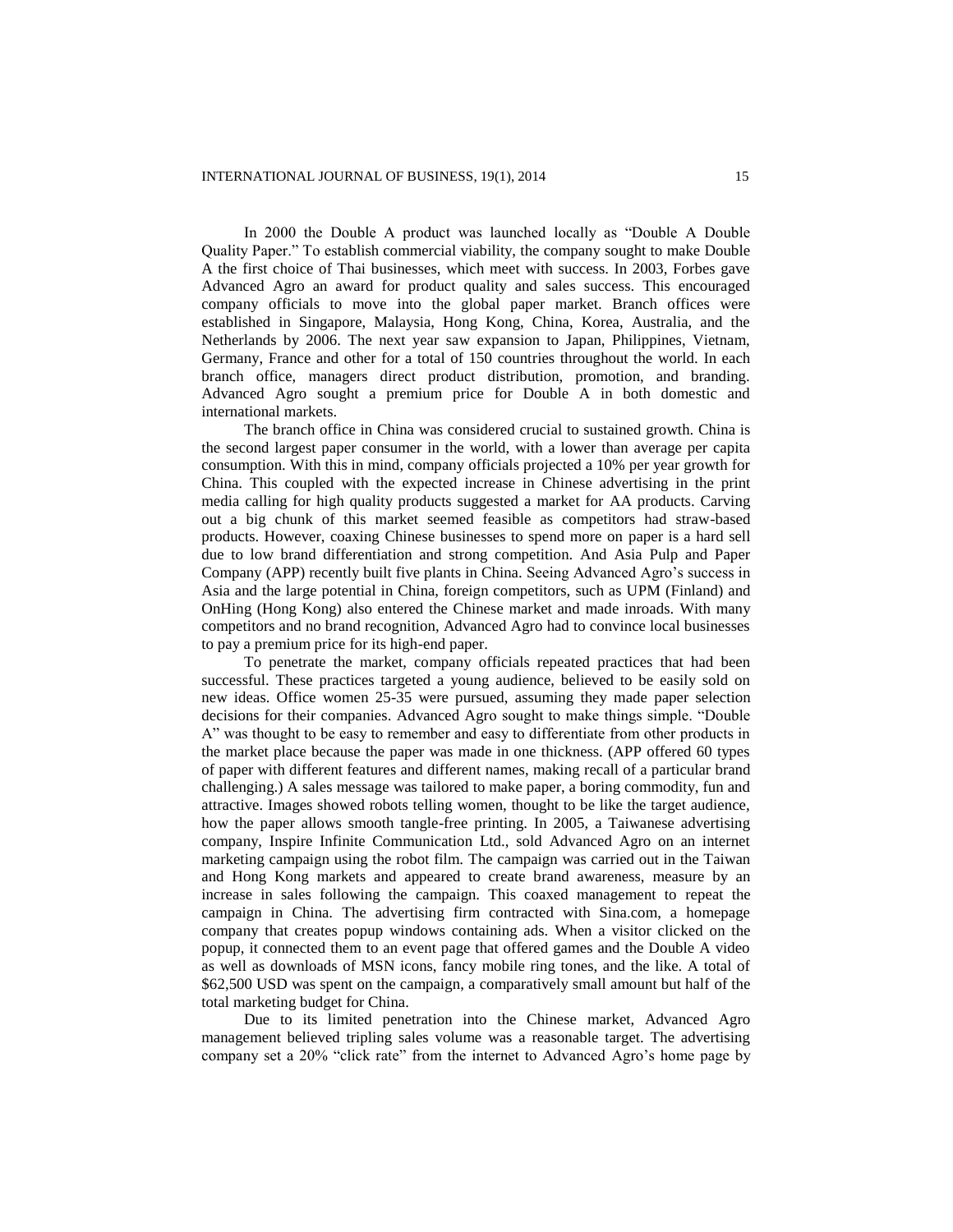In 2000 the Double A product was launched locally as "Double A Double Quality Paper." To establish commercial viability, the company sought to make Double A the first choice of Thai businesses, which meet with success. In 2003, Forbes gave Advanced Agro an award for product quality and sales success. This encouraged company officials to move into the global paper market. Branch offices were established in Singapore, Malaysia, Hong Kong, China, Korea, Australia, and the Netherlands by 2006. The next year saw expansion to Japan, Philippines, Vietnam, Germany, France and other for a total of 150 countries throughout the world. In each branch office, managers direct product distribution, promotion, and branding. Advanced Agro sought a premium price for Double A in both domestic and international markets.

The branch office in China was considered crucial to sustained growth. China is the second largest paper consumer in the world, with a lower than average per capita consumption. With this in mind, company officials projected a 10% per year growth for China. This coupled with the expected increase in Chinese advertising in the print media calling for high quality products suggested a market for AA products. Carving out a big chunk of this market seemed feasible as competitors had straw-based products. However, coaxing Chinese businesses to spend more on paper is a hard sell due to low brand differentiation and strong competition. And Asia Pulp and Paper Company (APP) recently built five plants in China. Seeing Advanced Agro's success in Asia and the large potential in China, foreign competitors, such as UPM (Finland) and OnHing (Hong Kong) also entered the Chinese market and made inroads. With many competitors and no brand recognition, Advanced Agro had to convince local businesses to pay a premium price for its high-end paper.

To penetrate the market, company officials repeated practices that had been successful. These practices targeted a young audience, believed to be easily sold on new ideas. Office women 25-35 were pursued, assuming they made paper selection decisions for their companies. Advanced Agro sought to make things simple. "Double A" was thought to be easy to remember and easy to differentiate from other products in the market place because the paper was made in one thickness. (APP offered 60 types of paper with different features and different names, making recall of a particular brand challenging.) A sales message was tailored to make paper, a boring commodity, fun and attractive. Images showed robots telling women, thought to be like the target audience, how the paper allows smooth tangle-free printing. In 2005, a Taiwanese advertising company, Inspire Infinite Communication Ltd., sold Advanced Agro on an internet marketing campaign using the robot film. The campaign was carried out in the Taiwan and Hong Kong markets and appeared to create brand awareness, measure by an increase in sales following the campaign. This coaxed management to repeat the campaign in China. The advertising firm contracted with Sina.com, a homepage company that creates popup windows containing ads. When a visitor clicked on the popup, it connected them to an event page that offered games and the Double A video as well as downloads of MSN icons, fancy mobile ring tones, and the like. A total of $62,500 USD was spent on the campaign, a comparatively small amount but half of the total marketing budget for China.

Due to its limited penetration into the Chinese market, Advanced Agro management believed tripling sales volume was a reasonable target. The advertising company set a 20% "click rate" from the internet to Advanced Agro's home page by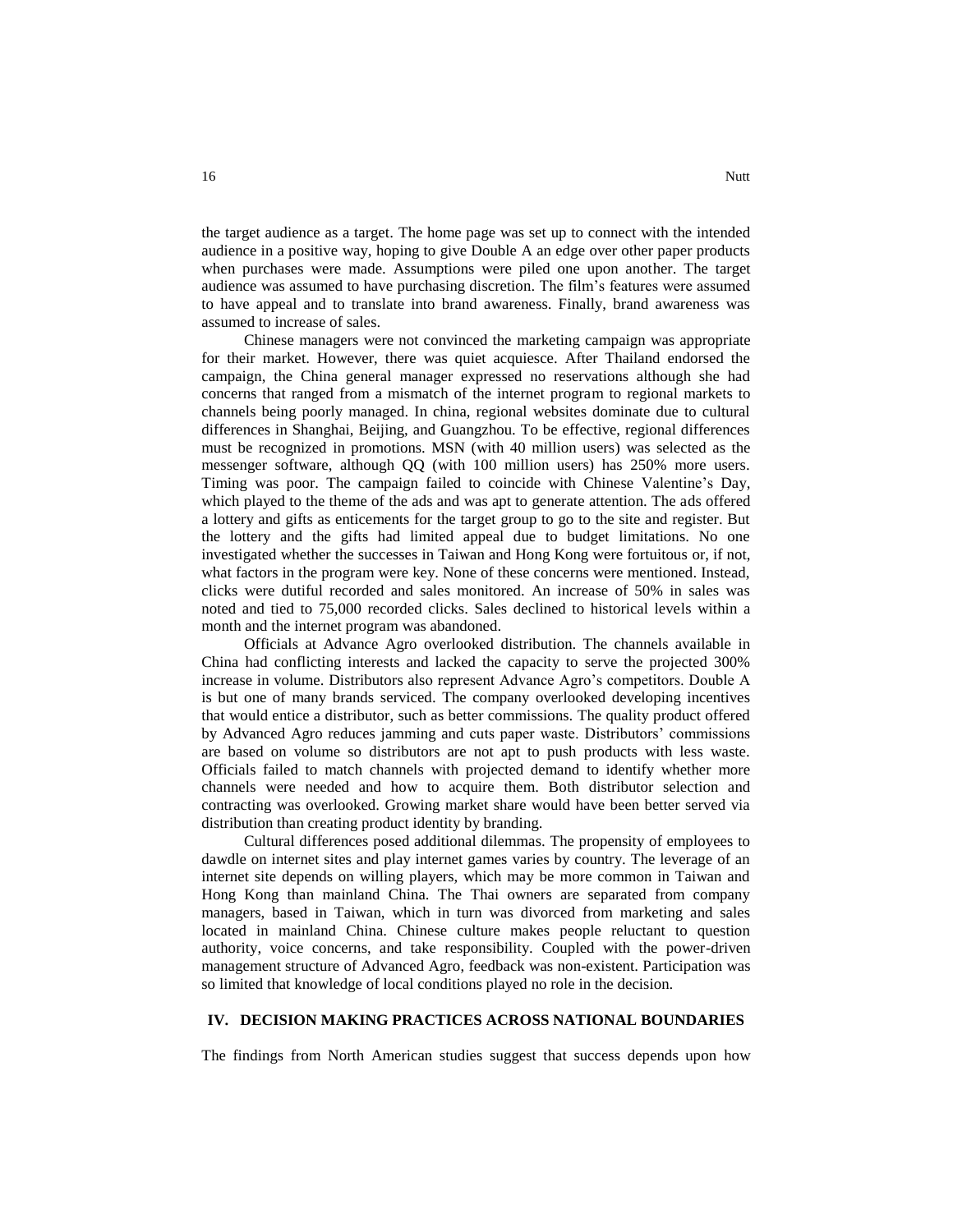the target audience as a target. The home page was set up to connect with the intended audience in a positive way, hoping to give Double A an edge over other paper products when purchases were made. Assumptions were piled one upon another. The target audience was assumed to have purchasing discretion. The film's features were assumed to have appeal and to translate into brand awareness. Finally, brand awareness was assumed to increase of sales.

Chinese managers were not convinced the marketing campaign was appropriate for their market. However, there was quiet acquiesce. After Thailand endorsed the campaign, the China general manager expressed no reservations although she had concerns that ranged from a mismatch of the internet program to regional markets to channels being poorly managed. In china, regional websites dominate due to cultural differences in Shanghai, Beijing, and Guangzhou. To be effective, regional differences must be recognized in promotions. MSN (with 40 million users) was selected as the messenger software, although QQ (with 100 million users) has 250% more users. Timing was poor. The campaign failed to coincide with Chinese Valentine's Day, which played to the theme of the ads and was apt to generate attention. The ads offered a lottery and gifts as enticements for the target group to go to the site and register. But the lottery and the gifts had limited appeal due to budget limitations. No one investigated whether the successes in Taiwan and Hong Kong were fortuitous or, if not, what factors in the program were key. None of these concerns were mentioned. Instead, clicks were dutiful recorded and sales monitored. An increase of 50% in sales was noted and tied to 75,000 recorded clicks. Sales declined to historical levels within a month and the internet program was abandoned.

Officials at Advance Agro overlooked distribution. The channels available in China had conflicting interests and lacked the capacity to serve the projected 300% increase in volume. Distributors also represent Advance Agro's competitors. Double A is but one of many brands serviced. The company overlooked developing incentives that would entice a distributor, such as better commissions. The quality product offered by Advanced Agro reduces jamming and cuts paper waste. Distributors' commissions are based on volume so distributors are not apt to push products with less waste. Officials failed to match channels with projected demand to identify whether more channels were needed and how to acquire them. Both distributor selection and contracting was overlooked. Growing market share would have been better served via distribution than creating product identity by branding.

Cultural differences posed additional dilemmas. The propensity of employees to dawdle on internet sites and play internet games varies by country. The leverage of an internet site depends on willing players, which may be more common in Taiwan and Hong Kong than mainland China. The Thai owners are separated from company managers, based in Taiwan, which in turn was divorced from marketing and sales located in mainland China. Chinese culture makes people reluctant to question authority, voice concerns, and take responsibility. Coupled with the power-driven management structure of Advanced Agro, feedback was non-existent. Participation was so limited that knowledge of local conditions played no role in the decision.

## IV. DECISION MAKING PRACTICES ACROSS NATIONAL BOUNDARIES

The findings from North American studies suggest that success depends upon how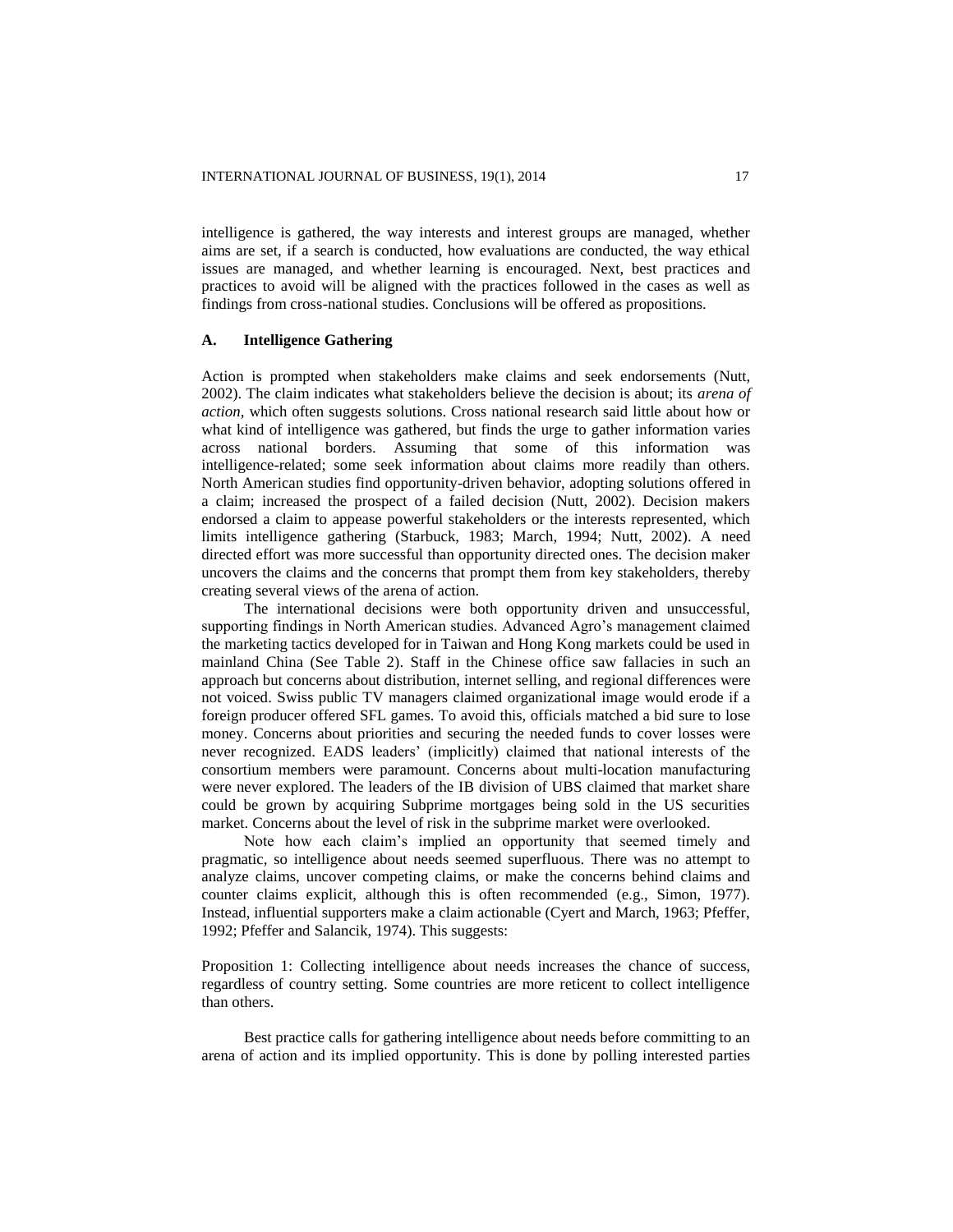intelligence is gathered, the way interests and interest groups are managed, whether aims are set, if a search is conducted, how evaluations are conducted, the way ethical issues are managed, and whether learning is encouraged. Next, best practices and practices to avoid will be aligned with the practices followed in the cases as well as findings from cross-national studies. Conclusions will be offered as propositions.

### A. Intelligence Gathering

Action is prompted when stakeholders make claims and seek endorsements (Nutt, 2002). The claim indicates what stakeholders believe the decision is about; its *arena of action*, which often suggests solutions. Cross national research said little about how or what kind of intelligence was gathered, but finds the urge to gather information varies across national borders. Assuming that some of this information was intelligence-related; some seek information about claims more readily than others. North American studies find opportunity-driven behavior, adopting solutions offered in a claim; increased the prospect of a failed decision (Nutt, 2002). Decision makers endorsed a claim to appease powerful stakeholders or the interests represented, which limits intelligence gathering (Starbuck, 1983; March, 1994; Nutt, 2002). A need directed effort was more successful than opportunity directed ones. The decision maker uncovers the claims and the concerns that prompt them from key stakeholders, thereby creating several views of the arena of action.

The international decisions were both opportunity driven and unsuccessful, supporting findings in North American studies. Advanced Agro's management claimed the marketing tactics developed for in Taiwan and Hong Kong markets could be used in mainland China (See Table 2). Staff in the Chinese office saw fallacies in such an approach but concerns about distribution, internet selling, and regional differences were not voiced. Swiss public TV managers claimed organizational image would erode if a foreign producer offered SFL games. To avoid this, officials matched a bid sure to lose money. Concerns about priorities and securing the needed funds to cover losses were never recognized. EADS leaders' (implicitly) claimed that national interests of the consortium members were paramount. Concerns about multi-location manufacturing were never explored. The leaders of the IB division of UBS claimed that market share could be grown by acquiring Subprime mortgages being sold in the US securities market. Concerns about the level of risk in the subprime market were overlooked.

Note how each claim's implied an opportunity that seemed timely and pragmatic, so intelligence about needs seemed superfluous. There was no attempt to analyze claims, uncover competing claims, or make the concerns behind claims and counter claims explicit, although this is often recommended (e.g., Simon, 1977). Instead, influential supporters make a claim actionable (Cyert and March, 1963; Pfeffer, 1992; Pfeffer and Salancik, 1974). This suggests:

Proposition 1: Collecting intelligence about needs increases the chance of success, regardless of country setting. Some countries are more reticent to collect intelligence than others.

Best practice calls for gathering intelligence about needs before committing to an arena of action and its implied opportunity. This is done by polling interested parties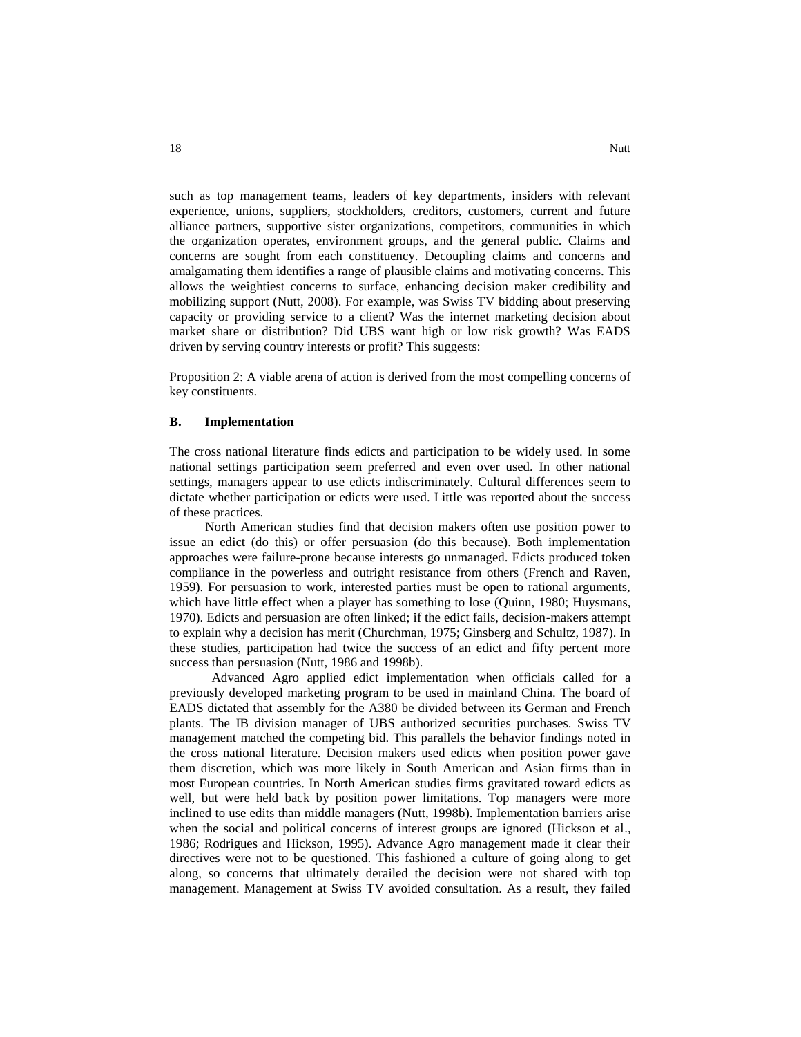such as top management teams, leaders of key departments, insiders with relevant experience, unions, suppliers, stockholders, creditors, customers, current and future alliance partners, supportive sister organizations, competitors, communities in which the organization operates, environment groups, and the general public. Claims and concerns are sought from each constituency. Decoupling claims and concerns and amalgamating them identifies a range of plausible claims and motivating concerns. This allows the weightiest concerns to surface, enhancing decision maker credibility and mobilizing support (Nutt, 2008). For example, was Swiss TV bidding about preserving capacity or providing service to a client? Was the internet marketing decision about market share or distribution? Did UBS want high or low risk growth? Was EADS driven by serving country interests or profit? This suggests:

Proposition 2: A viable arena of action is derived from the most compelling concerns of key constituents.

### B. Implementation

The cross national literature finds edicts and participation to be widely used. In some national settings participation seem preferred and even over used. In other national settings, managers appear to use edicts indiscriminately. Cultural differences seem to dictate whether participation or edicts were used. Little was reported about the success of these practices.

North American studies find that decision makers often use position power to issue an edict (do this) or offer persuasion (do this because). Both implementation approaches were failure-prone because interests go unmanaged. Edicts produced token compliance in the powerless and outright resistance from others (French and Raven, 1959). For persuasion to work, interested parties must be open to rational arguments, which have little effect when a player has something to lose (Quinn, 1980; Huysmans, 1970). Edicts and persuasion are often linked; if the edict fails, decision-makers attempt to explain why a decision has merit (Churchman, 1975; Ginsberg and Schultz, 1987). In these studies, participation had twice the success of an edict and fifty percent more success than persuasion (Nutt, 1986 and 1998b).

Advanced Agro applied edict implementation when officials called for a previously developed marketing program to be used in mainland China. The board of EADS dictated that assembly for the A380 be divided between its German and French plants. The IB division manager of UBS authorized securities purchases. Swiss TV management matched the competing bid. This parallels the behavior findings noted in the cross national literature. Decision makers used edicts when position power gave them discretion, which was more likely in South American and Asian firms than in most European countries. In North American studies firms gravitated toward edicts as well, but were held back by position power limitations. Top managers were more inclined to use edits than middle managers (Nutt, 1998b). Implementation barriers arise when the social and political concerns of interest groups are ignored (Hickson et al., 1986; Rodrigues and Hickson, 1995). Advance Agro management made it clear their directives were not to be questioned. This fashioned a culture of going along to get along, so concerns that ultimately derailed the decision were not shared with top management. Management at Swiss TV avoided consultation. As a result, they failed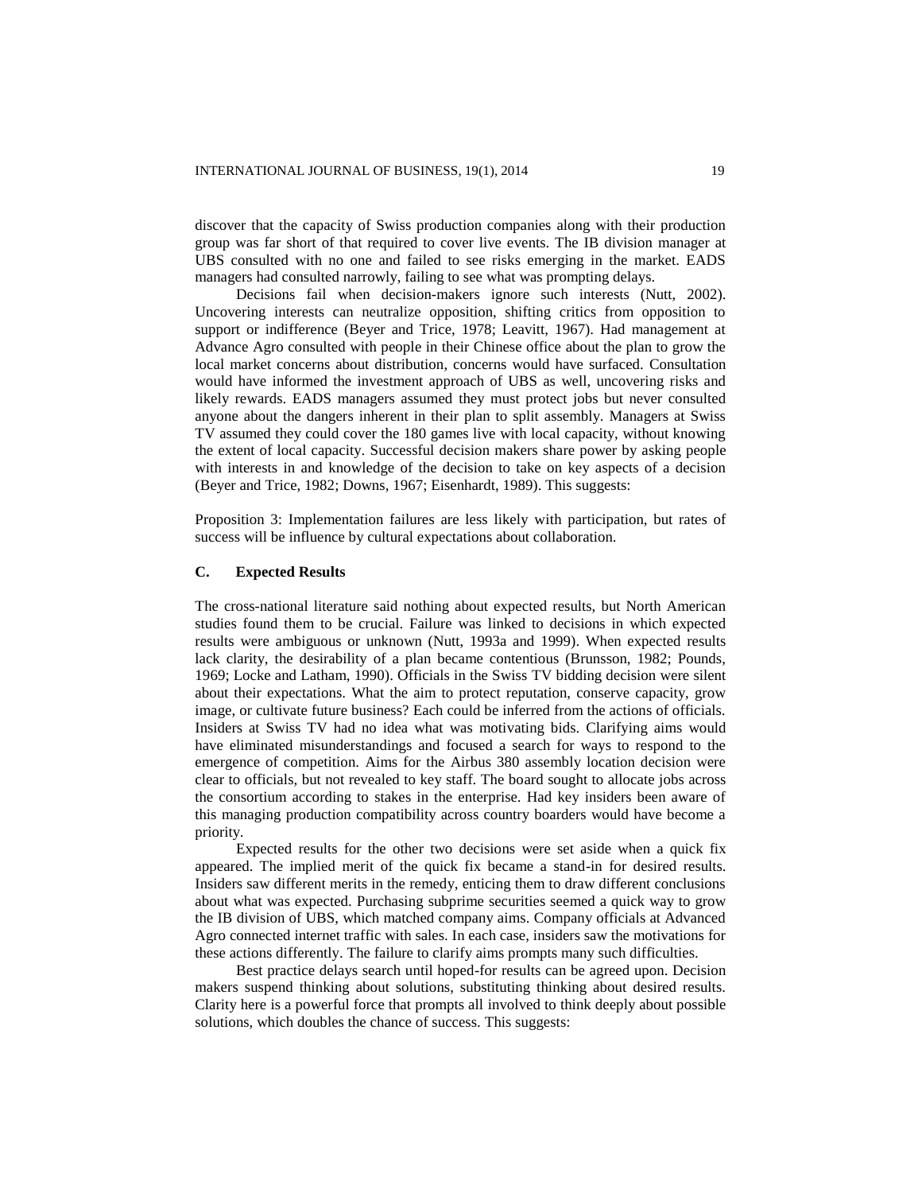discover that the capacity of Swiss production companies along with their production group was far short of that required to cover live events. The IB division manager at UBS consulted with no one and failed to see risks emerging in the market. EADS managers had consulted narrowly, failing to see what was prompting delays.

Decisions fail when decision-makers ignore such interests (Nutt, 2002). Uncovering interests can neutralize opposition, shifting critics from opposition to support or indifference (Beyer and Trice, 1978; Leavitt, 1967). Had management at Advance Agro consulted with people in their Chinese office about the plan to grow the local market concerns about distribution, concerns would have surfaced. Consultation would have informed the investment approach of UBS as well, uncovering risks and likely rewards. EADS managers assumed they must protect jobs but never consulted anyone about the dangers inherent in their plan to split assembly. Managers at Swiss TV assumed they could cover the 180 games live with local capacity, without knowing the extent of local capacity. Successful decision makers share power by asking people with interests in and knowledge of the decision to take on key aspects of a decision (Beyer and Trice, 1982; Downs, 1967; Eisenhardt, 1989). This suggests:

Proposition 3: Implementation failures are less likely with participation, but rates of success will be influence by cultural expectations about collaboration.

### C. Expected Results

The cross-national literature said nothing about expected results, but North American studies found them to be crucial. Failure was linked to decisions in which expected results were ambiguous or unknown (Nutt, 1993a and 1999). When expected results lack clarity, the desirability of a plan became contentious (Brunsson, 1982; Pounds, 1969; Locke and Latham, 1990). Officials in the Swiss TV bidding decision were silent about their expectations. What the aim to protect reputation, conserve capacity, grow image, or cultivate future business? Each could be inferred from the actions of officials. Insiders at Swiss TV had no idea what was motivating bids. Clarifying aims would have eliminated misunderstandings and focused a search for ways to respond to the emergence of competition. Aims for the Airbus 380 assembly location decision were clear to officials, but not revealed to key staff. The board sought to allocate jobs across the consortium according to stakes in the enterprise. Had key insiders been aware of this managing production compatibility across country boarders would have become a priority.

Expected results for the other two decisions were set aside when a quick fix appeared. The implied merit of the quick fix became a stand-in for desired results. Insiders saw different merits in the remedy, enticing them to draw different conclusions about what was expected. Purchasing subprime securities seemed a quick way to grow the IB division of UBS, which matched company aims. Company officials at Advanced Agro connected internet traffic with sales. In each case, insiders saw the motivations for these actions differently. The failure to clarify aims prompts many such difficulties.

Best practice delays search until hoped-for results can be agreed upon. Decision makers suspend thinking about solutions, substituting thinking about desired results. Clarity here is a powerful force that prompts all involved to think deeply about possible solutions, which doubles the chance of success. This suggests: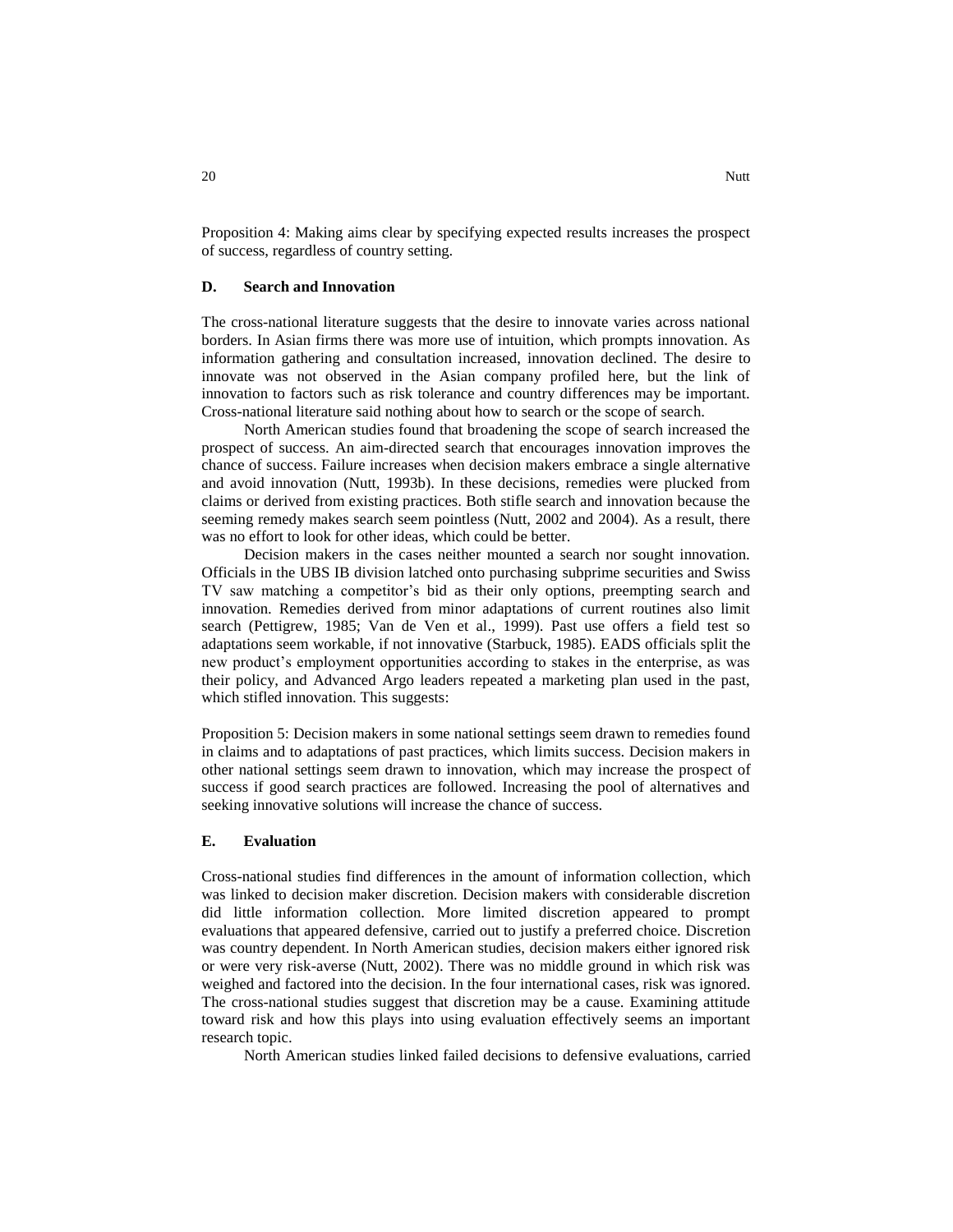Proposition 4: Making aims clear by specifying expected results increases the prospect of success, regardless of country setting.

### D. Search and Innovation

The cross-national literature suggests that the desire to innovate varies across national borders. In Asian firms there was more use of intuition, which prompts innovation. As information gathering and consultation increased, innovation declined. The desire to innovate was not observed in the Asian company profiled here, but the link of innovation to factors such as risk tolerance and country differences may be important. Cross-national literature said nothing about how to search or the scope of search.

North American studies found that broadening the scope of search increased the prospect of success. An aim-directed search that encourages innovation improves the chance of success. Failure increases when decision makers embrace a single alternative and avoid innovation (Nutt, 1993b). In these decisions, remedies were plucked from claims or derived from existing practices. Both stifle search and innovation because the seeming remedy makes search seem pointless (Nutt, 2002 and 2004). As a result, there was no effort to look for other ideas, which could be better.

Decision makers in the cases neither mounted a search nor sought innovation. Officials in the UBS IB division latched onto purchasing subprime securities and Swiss TV saw matching a competitor's bid as their only options, preempting search and innovation. Remedies derived from minor adaptations of current routines also limit search (Pettigrew, 1985; Van de Ven et al., 1999). Past use offers a field test so adaptations seem workable, if not innovative (Starbuck, 1985). EADS officials split the new product's employment opportunities according to stakes in the enterprise, as was their policy, and Advanced Argo leaders repeated a marketing plan used in the past, which stifled innovation. This suggests:

Proposition 5: Decision makers in some national settings seem drawn to remedies found in claims and to adaptations of past practices, which limits success. Decision makers in other national settings seem drawn to innovation, which may increase the prospect of success if good search practices are followed. Increasing the pool of alternatives and seeking innovative solutions will increase the chance of success.

### E. Evaluation

Cross-national studies find differences in the amount of information collection, which was linked to decision maker discretion. Decision makers with considerable discretion did little information collection. More limited discretion appeared to prompt evaluations that appeared defensive, carried out to justify a preferred choice. Discretion was country dependent. In North American studies, decision makers either ignored risk or were very risk-averse (Nutt, 2002). There was no middle ground in which risk was weighed and factored into the decision. In the four international cases, risk was ignored. The cross-national studies suggest that discretion may be a cause. Examining attitude toward risk and how this plays into using evaluation effectively seems an important research topic.

North American studies linked failed decisions to defensive evaluations, carried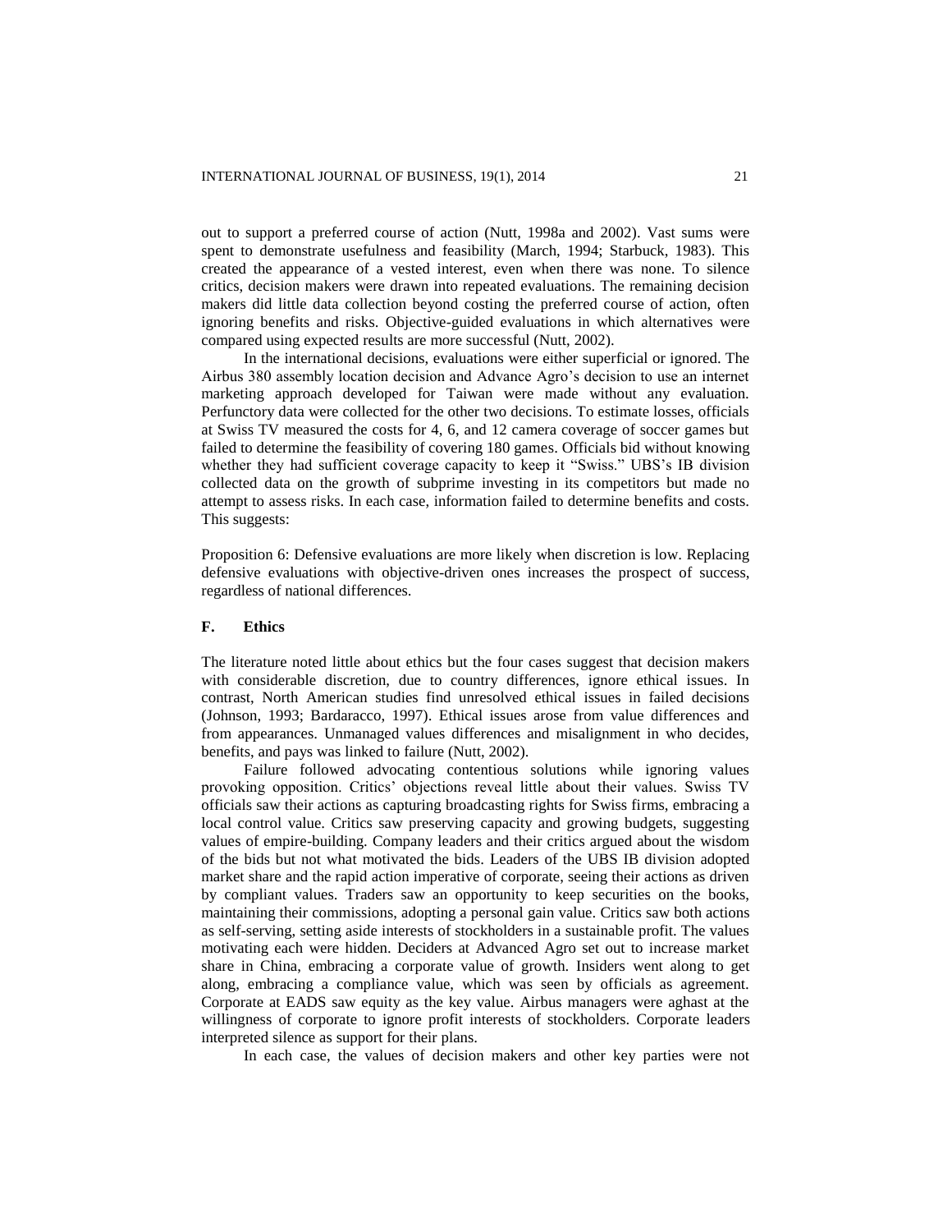out to support a preferred course of action (Nutt, 1998a and 2002). Vast sums were spent to demonstrate usefulness and feasibility (March, 1994; Starbuck, 1983). This created the appearance of a vested interest, even when there was none. To silence critics, decision makers were drawn into repeated evaluations. The remaining decision makers did little data collection beyond costing the preferred course of action, often ignoring benefits and risks. Objective-guided evaluations in which alternatives were compared using expected results are more successful (Nutt, 2002).

In the international decisions, evaluations were either superficial or ignored. The Airbus 380 assembly location decision and Advance Agro's decision to use an internet marketing approach developed for Taiwan were made without any evaluation. Perfunctory data were collected for the other two decisions. To estimate losses, officials at Swiss TV measured the costs for 4, 6, and 12 camera coverage of soccer games but failed to determine the feasibility of covering 180 games. Officials bid without knowing whether they had sufficient coverage capacity to keep it "Swiss." UBS's IB division collected data on the growth of subprime investing in its competitors but made no attempt to assess risks. In each case, information failed to determine benefits and costs. This suggests:

Proposition 6: Defensive evaluations are more likely when discretion is low. Replacing defensive evaluations with objective-driven ones increases the prospect of success, regardless of national differences.

### F. Ethics

The literature noted little about ethics but the four cases suggest that decision makers with considerable discretion, due to country differences, ignore ethical issues. In contrast, North American studies find unresolved ethical issues in failed decisions (Johnson, 1993; Bardaracco, 1997). Ethical issues arose from value differences and from appearances. Unmanaged values differences and misalignment in who decides, benefits, and pays was linked to failure (Nutt, 2002).

Failure followed advocating contentious solutions while ignoring values provoking opposition. Critics' objections reveal little about their values. Swiss TV officials saw their actions as capturing broadcasting rights for Swiss firms, embracing a local control value. Critics saw preserving capacity and growing budgets, suggesting values of empire-building. Company leaders and their critics argued about the wisdom of the bids but not what motivated the bids. Leaders of the UBS IB division adopted market share and the rapid action imperative of corporate, seeing their actions as driven by compliant values. Traders saw an opportunity to keep securities on the books, maintaining their commissions, adopting a personal gain value. Critics saw both actions as self-serving, setting aside interests of stockholders in a sustainable profit. The values motivating each were hidden. Deciders at Advanced Agro set out to increase market share in China, embracing a corporate value of growth. Insiders went along to get along, embracing a compliance value, which was seen by officials as agreement. Corporate at EADS saw equity as the key value. Airbus managers were aghast at the willingness of corporate to ignore profit interests of stockholders. Corporate leaders interpreted silence as support for their plans.

In each case, the values of decision makers and other key parties were not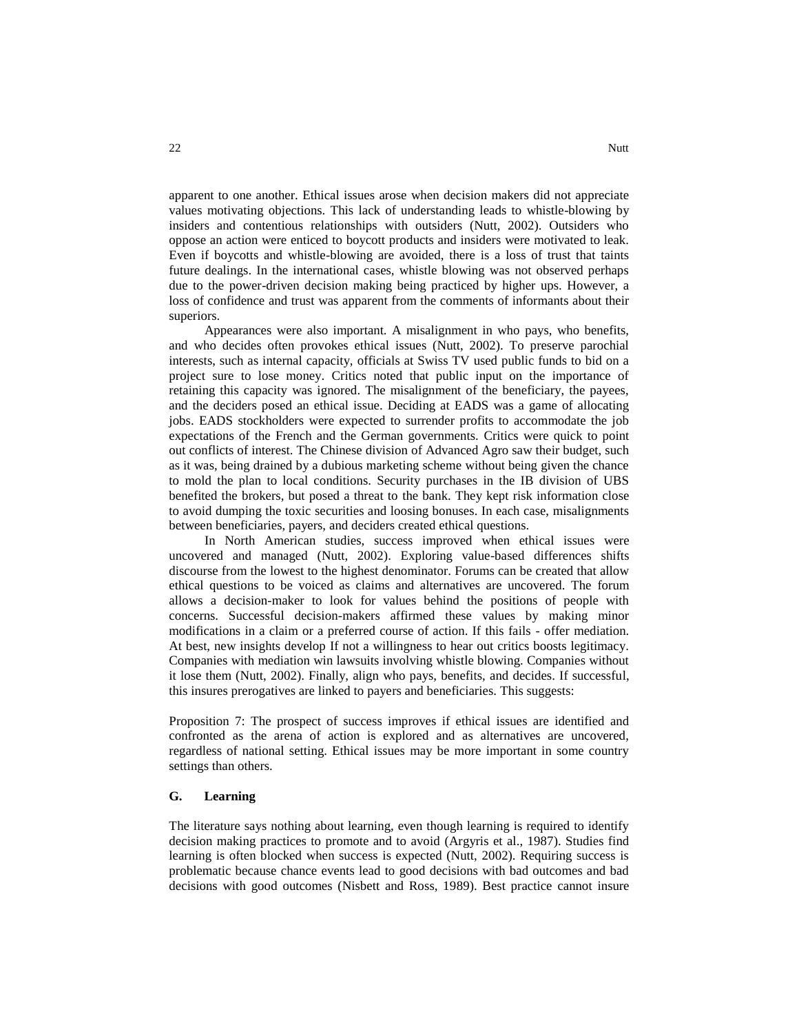apparent to one another. Ethical issues arose when decision makers did not appreciate values motivating objections. This lack of understanding leads to whistle-blowing by insiders and contentious relationships with outsiders (Nutt, 2002). Outsiders who oppose an action were enticed to boycott products and insiders were motivated to leak. Even if boycotts and whistle-blowing are avoided, there is a loss of trust that taints future dealings. In the international cases, whistle blowing was not observed perhaps due to the power-driven decision making being practiced by higher ups. However, a loss of confidence and trust was apparent from the comments of informants about their superiors.

Appearances were also important. A misalignment in who pays, who benefits, and who decides often provokes ethical issues (Nutt, 2002). To preserve parochial interests, such as internal capacity, officials at Swiss TV used public funds to bid on a project sure to lose money. Critics noted that public input on the importance of retaining this capacity was ignored. The misalignment of the beneficiary, the payees, and the deciders posed an ethical issue. Deciding at EADS was a game of allocating jobs. EADS stockholders were expected to surrender profits to accommodate the job expectations of the French and the German governments. Critics were quick to point out conflicts of interest. The Chinese division of Advanced Agro saw their budget, such as it was, being drained by a dubious marketing scheme without being given the chance to mold the plan to local conditions. Security purchases in the IB division of UBS benefited the brokers, but posed a threat to the bank. They kept risk information close to avoid dumping the toxic securities and loosing bonuses. In each case, misalignments between beneficiaries, payers, and deciders created ethical questions.

In North American studies, success improved when ethical issues were uncovered and managed (Nutt, 2002). Exploring value-based differences shifts discourse from the lowest to the highest denominator. Forums can be created that allow ethical questions to be voiced as claims and alternatives are uncovered. The forum allows a decision-maker to look for values behind the positions of people with concerns. Successful decision-makers affirmed these values by making minor modifications in a claim or a preferred course of action. If this fails - offer mediation. At best, new insights develop If not a willingness to hear out critics boosts legitimacy. Companies with mediation win lawsuits involving whistle blowing. Companies without it lose them (Nutt, 2002). Finally, align who pays, benefits, and decides. If successful, this insures prerogatives are linked to payers and beneficiaries. This suggests:

Proposition 7: The prospect of success improves if ethical issues are identified and confronted as the arena of action is explored and as alternatives are uncovered, regardless of national setting. Ethical issues may be more important in some country settings than others.

### G. Learning

The literature says nothing about learning, even though learning is required to identify decision making practices to promote and to avoid (Argyris et al., 1987). Studies find learning is often blocked when success is expected (Nutt, 2002). Requiring success is problematic because chance events lead to good decisions with bad outcomes and bad decisions with good outcomes (Nisbett and Ross, 1989). Best practice cannot insure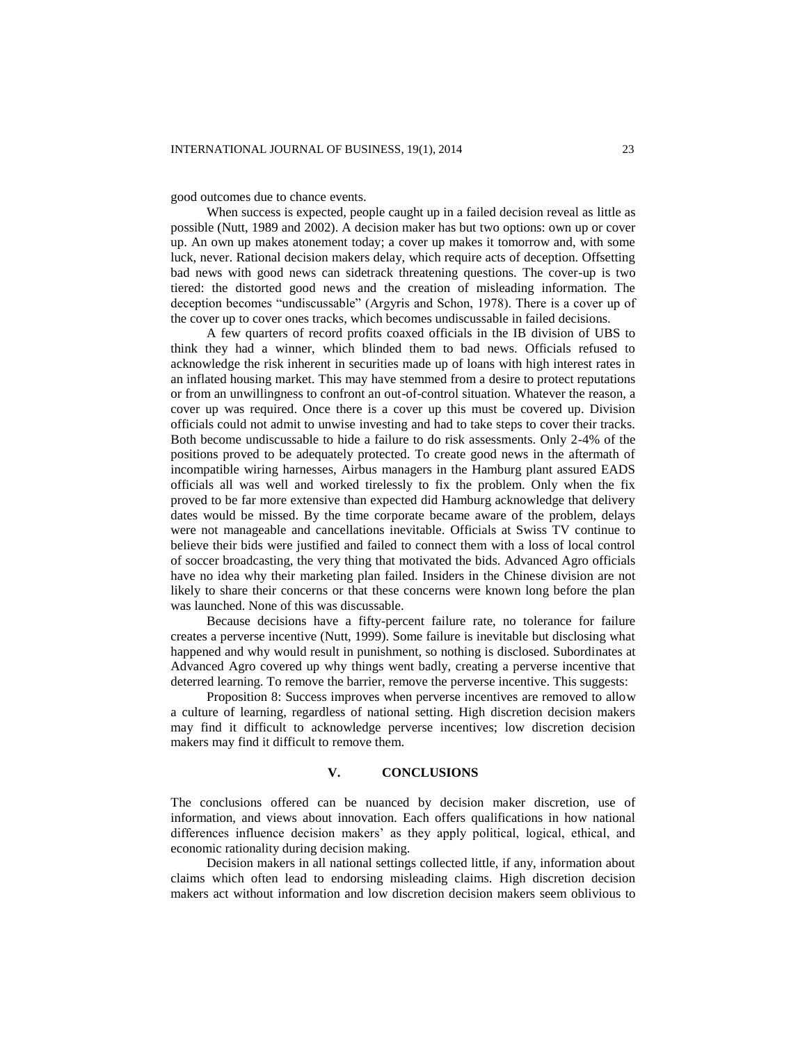good outcomes due to chance events.

When success is expected, people caught up in a failed decision reveal as little as possible (Nutt, 1989 and 2002). A decision maker has but two options: own up or cover up. An own up makes atonement today; a cover up makes it tomorrow and, with some luck, never. Rational decision makers delay, which require acts of deception. Offsetting bad news with good news can sidetrack threatening questions. The cover-up is two tiered: the distorted good news and the creation of misleading information. The deception becomes "undiscussable" (Argyris and Schon, 1978). There is a cover up of the cover up to cover ones tracks, which becomes undiscussable in failed decisions.

A few quarters of record profits coaxed officials in the IB division of UBS to think they had a winner, which blinded them to bad news. Officials refused to acknowledge the risk inherent in securities made up of loans with high interest rates in an inflated housing market. This may have stemmed from a desire to protect reputations or from an unwillingness to confront an out-of-control situation. Whatever the reason, a cover up was required. Once there is a cover up this must be covered up. Division officials could not admit to unwise investing and had to take steps to cover their tracks. Both become undiscussable to hide a failure to do risk assessments. Only 2-4% of the positions proved to be adequately protected. To create good news in the aftermath of incompatible wiring harnesses, Airbus managers in the Hamburg plant assured EADS officials all was well and worked tirelessly to fix the problem. Only when the fix proved to be far more extensive than expected did Hamburg acknowledge that delivery dates would be missed. By the time corporate became aware of the problem, delays were not manageable and cancellations inevitable. Officials at Swiss TV continue to believe their bids were justified and failed to connect them with a loss of local control of soccer broadcasting, the very thing that motivated the bids. Advanced Agro officials have no idea why their marketing plan failed. Insiders in the Chinese division are not likely to share their concerns or that these concerns were known long before the plan was launched. None of this was discussable.

Because decisions have a fifty-percent failure rate, no tolerance for failure creates a perverse incentive (Nutt, 1999). Some failure is inevitable but disclosing what happened and why would result in punishment, so nothing is disclosed. Subordinates at Advanced Agro covered up why things went badly, creating a perverse incentive that deterred learning. To remove the barrier, remove the perverse incentive. This suggests:

Proposition 8: Success improves when perverse incentives are removed to allow a culture of learning, regardless of national setting. High discretion decision makers may find it difficult to acknowledge perverse incentives; low discretion decision makers may find it difficult to remove them.

## V. CONCLUSIONS

The conclusions offered can be nuanced by decision maker discretion, use of information, and views about innovation. Each offers qualifications in how national differences influence decision makers' as they apply political, logical, ethical, and economic rationality during decision making.

Decision makers in all national settings collected little, if any, information about claims which often lead to endorsing misleading claims. High discretion decision makers act without information and low discretion decision makers seem oblivious to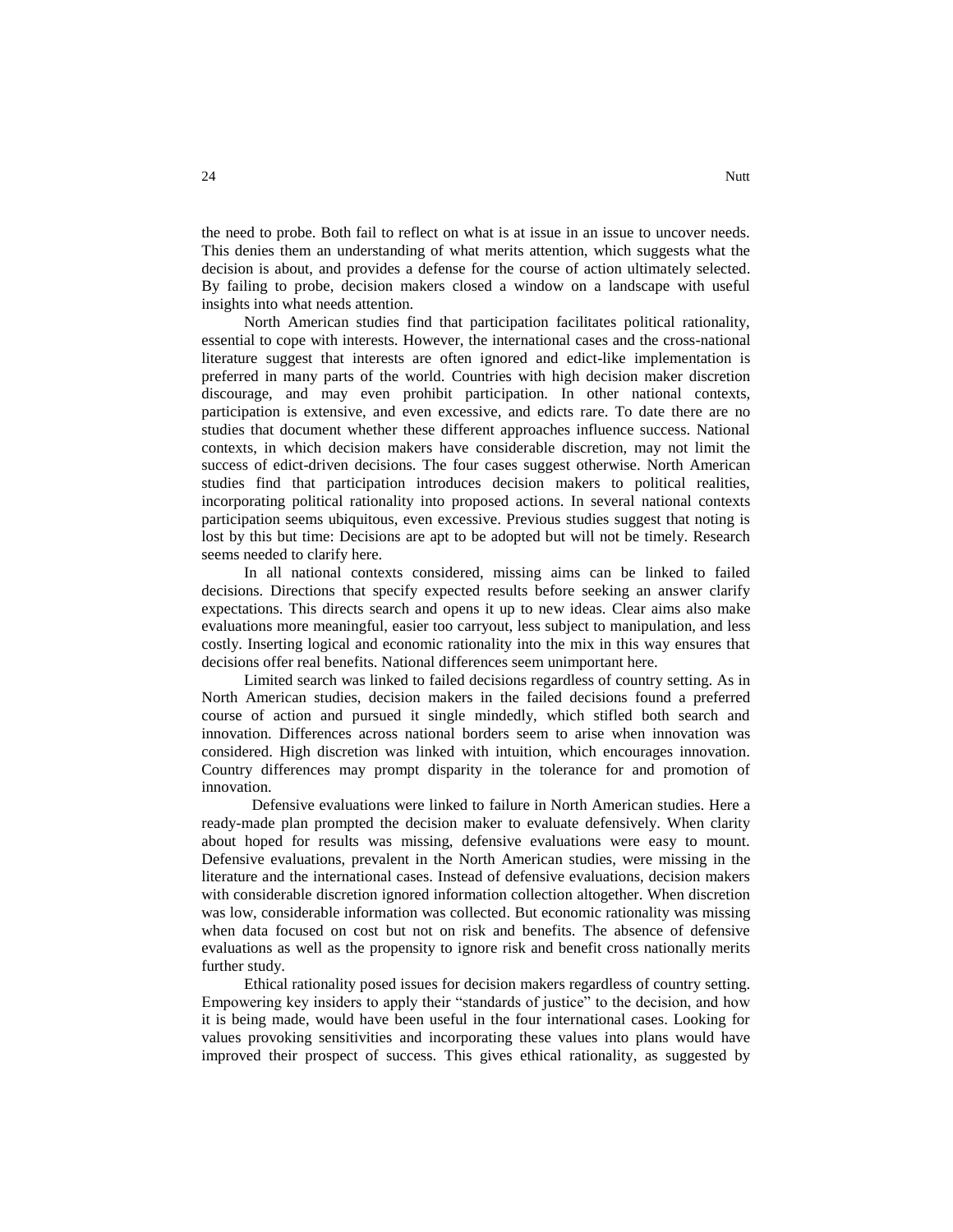the need to probe. Both fail to reflect on what is at issue in an issue to uncover needs. This denies them an understanding of what merits attention, which suggests what the decision is about, and provides a defense for the course of action ultimately selected. By failing to probe, decision makers closed a window on a landscape with useful insights into what needs attention.

North American studies find that participation facilitates political rationality, essential to cope with interests. However, the international cases and the cross-national literature suggest that interests are often ignored and edict-like implementation is preferred in many parts of the world. Countries with high decision maker discretion discourage, and may even prohibit participation. In other national contexts, participation is extensive, and even excessive, and edicts rare. To date there are no studies that document whether these different approaches influence success. National contexts, in which decision makers have considerable discretion, may not limit the success of edict-driven decisions. The four cases suggest otherwise. North American studies find that participation introduces decision makers to political realities, incorporating political rationality into proposed actions. In several national contexts participation seems ubiquitous, even excessive. Previous studies suggest that noting is lost by this but time: Decisions are apt to be adopted but will not be timely. Research seems needed to clarify here.

In all national contexts considered, missing aims can be linked to failed decisions. Directions that specify expected results before seeking an answer clarify expectations. This directs search and opens it up to new ideas. Clear aims also make evaluations more meaningful, easier too carryout, less subject to manipulation, and less costly. Inserting logical and economic rationality into the mix in this way ensures that decisions offer real benefits. National differences seem unimportant here.

Limited search was linked to failed decisions regardless of country setting. As in North American studies, decision makers in the failed decisions found a preferred course of action and pursued it single mindedly, which stifled both search and innovation. Differences across national borders seem to arise when innovation was considered. High discretion was linked with intuition, which encourages innovation. Country differences may prompt disparity in the tolerance for and promotion of innovation.

Defensive evaluations were linked to failure in North American studies. Here a ready-made plan prompted the decision maker to evaluate defensively. When clarity about hoped for results was missing, defensive evaluations were easy to mount. Defensive evaluations, prevalent in the North American studies, were missing in the literature and the international cases. Instead of defensive evaluations, decision makers with considerable discretion ignored information collection altogether. When discretion was low, considerable information was collected. But economic rationality was missing when data focused on cost but not on risk and benefits. The absence of defensive evaluations as well as the propensity to ignore risk and benefit cross nationally merits further study.

Ethical rationality posed issues for decision makers regardless of country setting. Empowering key insiders to apply their "standards of justice" to the decision, and how it is being made, would have been useful in the four international cases. Looking for values provoking sensitivities and incorporating these values into plans would have improved their prospect of success. This gives ethical rationality, as suggested by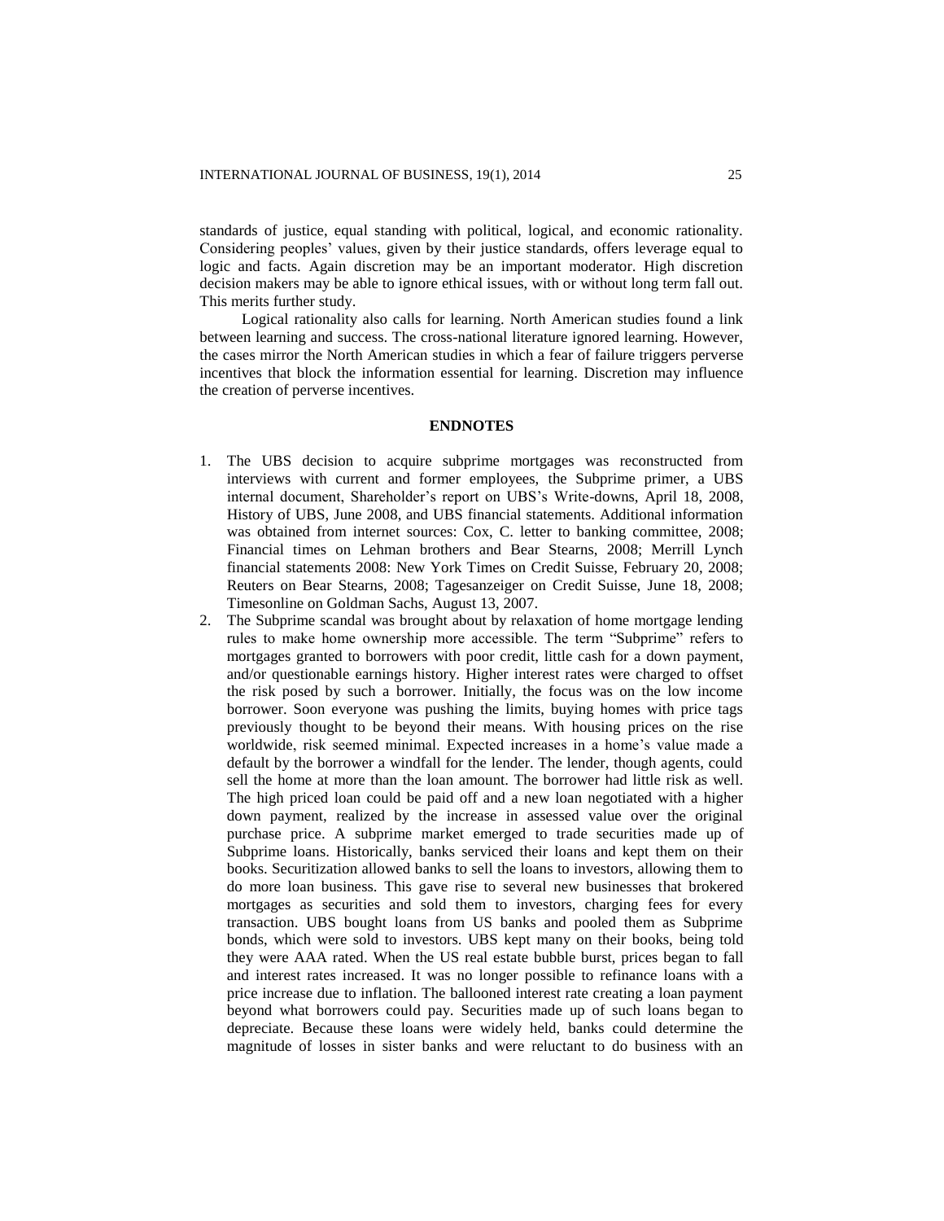standards of justice, equal standing with political, logical, and economic rationality. Considering peoples' values, given by their justice standards, offers leverage equal to logic and facts. Again discretion may be an important moderator. High discretion decision makers may be able to ignore ethical issues, with or without long term fall out. This merits further study.

Logical rationality also calls for learning. North American studies found a link between learning and success. The cross-national literature ignored learning. However, the cases mirror the North American studies in which a fear of failure triggers perverse incentives that block the information essential for learning. Discretion may influence the creation of perverse incentives.

## ENDNOTES

1. The UBS decision to acquire subprime mortgages was reconstructed from interviews with current and former employees, the Subprime primer, a UBS internal document, Shareholder's report on UBS's Write-downs, April 18, 2008, History of UBS, June 2008, and UBS financial statements. Additional information was obtained from internet sources: Cox, C. letter to banking committee, 2008; Financial times on Lehman brothers and Bear Stearns, 2008; Merrill Lynch financial statements 2008: New York Times on Credit Suisse, February 20, 2008; Reuters on Bear Stearns, 2008; Tagesanzeiger on Credit Suisse, June 18, 2008; Timesonline on Goldman Sachs, August 13, 2007.
2. The Subprime scandal was brought about by relaxation of home mortgage lending rules to make home ownership more accessible. The term "Subprime" refers to mortgages granted to borrowers with poor credit, little cash for a down payment, and/or questionable earnings history. Higher interest rates were charged to offset the risk posed by such a borrower. Initially, the focus was on the low income borrower. Soon everyone was pushing the limits, buying homes with price tags previously thought to be beyond their means. With housing prices on the rise worldwide, risk seemed minimal. Expected increases in a home's value made a default by the borrower a windfall for the lender. The lender, though agents, could sell the home at more than the loan amount. The borrower had little risk as well. The high priced loan could be paid off and a new loan negotiated with a higher down payment, realized by the increase in assessed value over the original purchase price. A subprime market emerged to trade securities made up of Subprime loans. Historically, banks serviced their loans and kept them on their books. Securitization allowed banks to sell the loans to investors, allowing them to do more loan business. This gave rise to several new businesses that brokered mortgages as securities and sold them to investors, charging fees for every transaction. UBS bought loans from US banks and pooled them as Subprime bonds, which were sold to investors. UBS kept many on their books, being told they were AAA rated. When the US real estate bubble burst, prices began to fall and interest rates increased. It was no longer possible to refinance loans with a price increase due to inflation. The ballooned interest rate creating a loan payment beyond what borrowers could pay. Securities made up of such loans began to depreciate. Because these loans were widely held, banks could determine the magnitude of losses in sister banks and were reluctant to do business with an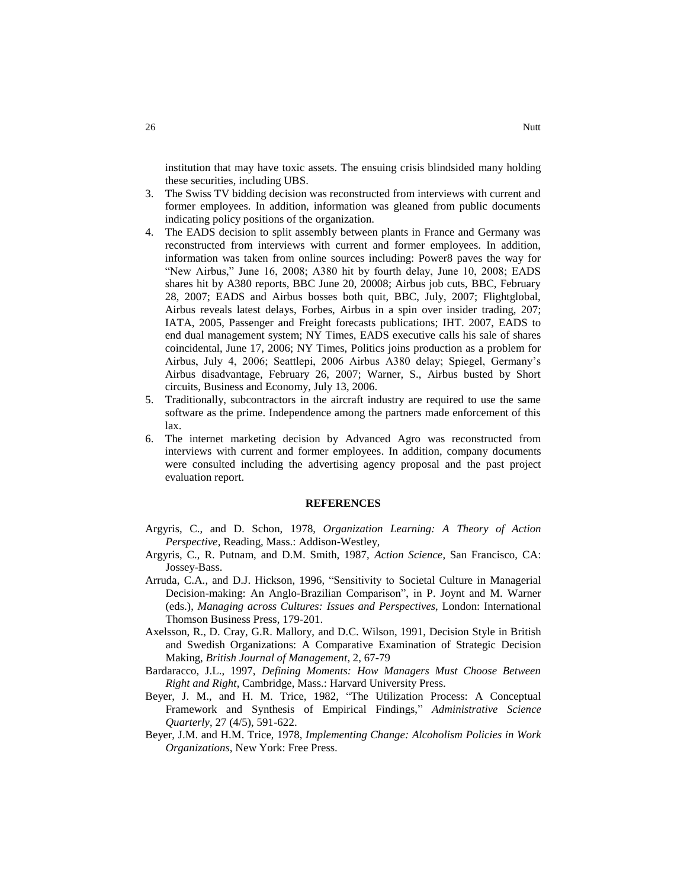institution that may have toxic assets. The ensuing crisis blindsided many holding these securities, including UBS.

3. The Swiss TV bidding decision was reconstructed from interviews with current and former employees. In addition, information was gleaned from public documents indicating policy positions of the organization.
4. The EADS decision to split assembly between plants in France and Germany was reconstructed from interviews with current and former employees. In addition, information was taken from online sources including: Power8 paves the way for "New Airbus," June 16, 2008; A380 hit by fourth delay, June 10, 2008; EADS shares hit by A380 reports, BBC June 20, 20008; Airbus job cuts, BBC, February 28, 2007; EADS and Airbus bosses both quit, BBC, July, 2007; Flightglobal, Airbus reveals latest delays, Forbes, Airbus in a spin over insider trading, 207; IATA, 2005, Passenger and Freight forecasts publications; IHT. 2007, EADS to end dual management system; NY Times, EADS executive calls his sale of shares coincidental, June 17, 2006; NY Times, Politics joins production as a problem for Airbus, July 4, 2006; Seattlepi, 2006 Airbus A380 delay; Spiegel, Germany's Airbus disadvantage, February 26, 2007; Warner, S., Airbus busted by Short circuits, Business and Economy, July 13, 2006.
5. Traditionally, subcontractors in the aircraft industry are required to use the same software as the prime. Independence among the partners made enforcement of this lax.
6. The internet marketing decision by Advanced Agro was reconstructed from interviews with current and former employees. In addition, company documents were consulted including the advertising agency proposal and the past project evaluation report.

## REFERENCES

Argyris, C., and D. Schon, 1978, *Organization Learning: A Theory of Action Perspective*, Reading, Mass.: Addison-Westley,

Argyris, C., R. Putnam, and D.M. Smith, 1987, *Action Science*, San Francisco, CA: Jossey-Bass.

Arruda, C.A., and D.J. Hickson, 1996, "Sensitivity to Societal Culture in Managerial Decision-making: An Anglo-Brazilian Comparison", in P. Joynt and M. Warner (eds.), *Managing across Cultures: Issues and Perspectives*, London: International Thomson Business Press, 179-201.

Axelsson, R., D. Cray, G.R. Mallory, and D.C. Wilson, 1991, Decision Style in British and Swedish Organizations: A Comparative Examination of Strategic Decision Making, *British Journal of Management*, 2, 67-79

Bardaracco, J.L., 1997, *Defining Moments: How Managers Must Choose Between Right and Right*, Cambridge, Mass.: Harvard University Press.

Beyer, J. M., and H. M. Trice, 1982, "The Utilization Process: A Conceptual Framework and Synthesis of Empirical Findings," *Administrative Science Quarterly*, 27 (4/5), 591-622.

Beyer, J.M. and H.M. Trice, 1978, *Implementing Change: Alcoholism Policies in Work Organizations*, New York: Free Press.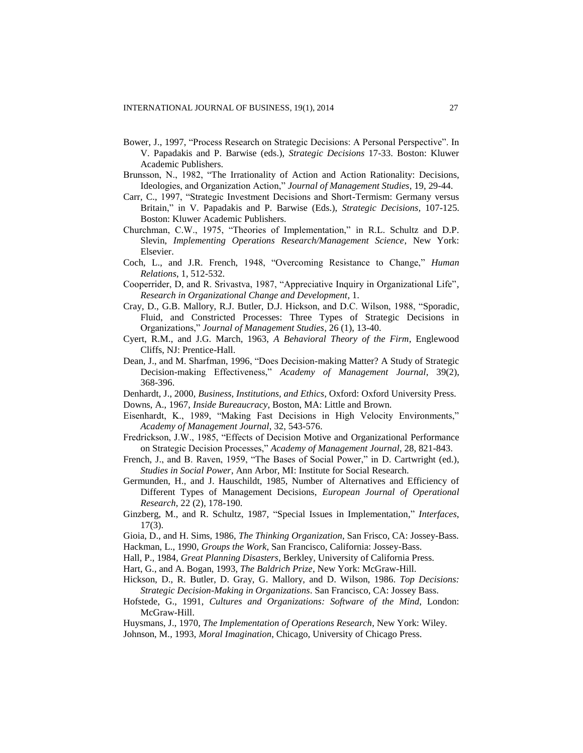Bower, J., 1997, "Process Research on Strategic Decisions: A Personal Perspective". In V. Papadakis and P. Barwise (eds.), *Strategic Decisions* 17-33. Boston: Kluwer Academic Publishers.

Brunsson, N., 1982, "The Irrationality of Action and Action Rationality: Decisions, Ideologies, and Organization Action," *Journal of Management Studies*, 19, 29-44.

Carr, C., 1997, "Strategic Investment Decisions and Short-Termism: Germany versus Britain," in V. Papadakis and P. Barwise (Eds.), *Strategic Decisions*, 107-125. Boston: Kluwer Academic Publishers.

Churchman, C.W., 1975, "Theories of Implementation," in R.L. Schultz and D.P. Slevin, *Implementing Operations Research/Management Science*, New York: Elsevier.

Coch, L., and J.R. French, 1948, "Overcoming Resistance to Change," *Human Relations*, 1, 512-532.

Cooperrider, D, and R. Srivastva, 1987, "Appreciative Inquiry in Organizational Life", *Research in Organizational Change and Development*, 1.

Cray, D., G.B. Mallory, R.J. Butler, D.J. Hickson, and D.C. Wilson, 1988, "Sporadic, Fluid, and Constricted Processes: Three Types of Strategic Decisions in Organizations," *Journal of Management Studies*, 26 (1), 13-40.

Cyert, R.M., and J.G. March, 1963, *A Behavioral Theory of the Firm*, Englewood Cliffs, NJ: Prentice-Hall.

Dean, J., and M. Sharfman, 1996, "Does Decision-making Matter? A Study of Strategic Decision-making Effectiveness," *Academy of Management Journal*, 39(2), 368-396.

Denhardt, J., 2000, *Business, Institutions, and Ethics*, Oxford: Oxford University Press.

Downs, A., 1967, *Inside Bureaucracy*, Boston, MA: Little and Brown.

Eisenhardt, K., 1989, "Making Fast Decisions in High Velocity Environments," *Academy of Management Journal*, 32, 543-576.

Fredrickson, J.W., 1985, "Effects of Decision Motive and Organizational Performance on Strategic Decision Processes," *Academy of Management Journal*, 28, 821-843.

French, J., and B. Raven, 1959, "The Bases of Social Power," in D. Cartwright (ed.), *Studies in Social Power*, Ann Arbor, MI: Institute for Social Research.

Germunden, H., and J. Hauschildt, 1985, Number of Alternatives and Efficiency of Different Types of Management Decisions, *European Journal of Operational Research*, 22 (2), 178-190.

Ginzberg, M., and R. Schultz, 1987, "Special Issues in Implementation," *Interfaces*, 17(3).

Gioia, D., and H. Sims, 1986, *The Thinking Organization*, San Frisco, CA: Jossey-Bass.

Hackman, L., 1990, *Groups the Work*, San Francisco, California: Jossey-Bass.

Hall, P., 1984, *Great Planning Disasters*, Berkley, University of California Press.

Hart, G., and A. Bogan, 1993, *The Baldrich Prize*, New York: McGraw-Hill.

Hickson, D., R. Butler, D. Gray, G. Mallory, and D. Wilson, 1986. *Top Decisions: Strategic Decision-Making in Organizations*. San Francisco, CA: Jossey Bass.

Hofstede, G., 1991, *Cultures and Organizations: Software of the Mind*, London: McGraw-Hill.

Huysmans, J., 1970, *The Implementation of Operations Research*, New York: Wiley.

Johnson, M., 1993, *Moral Imagination*, Chicago, University of Chicago Press.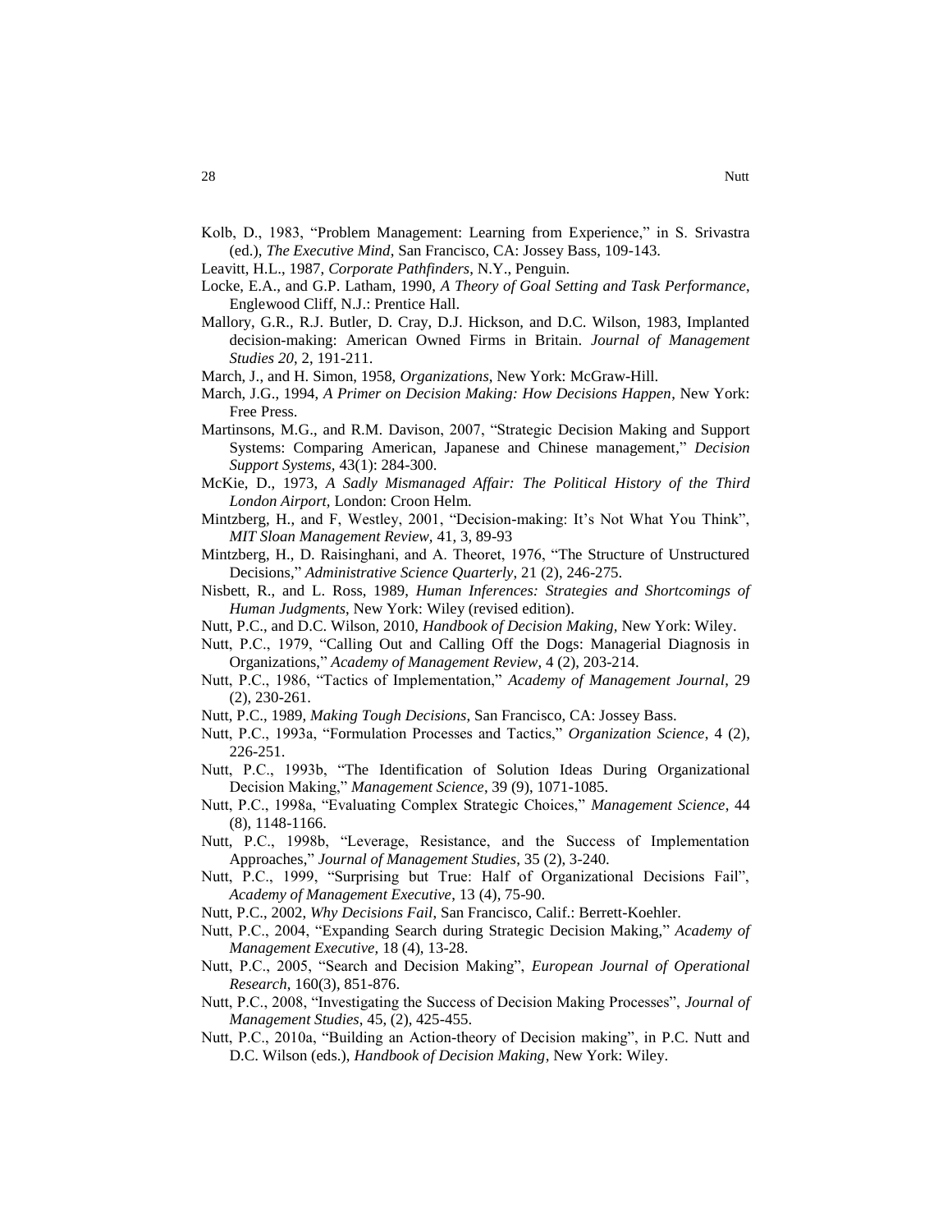Kolb, D., 1983, "Problem Management: Learning from Experience," in S. Srivastra (ed.), *The Executive Mind*, San Francisco, CA: Jossey Bass, 109-143.

Leavitt, H.L., 1987, *Corporate Pathfinders*, N.Y., Penguin.

Locke, E.A., and G.P. Latham, 1990, *A Theory of Goal Setting and Task Performance*, Englewood Cliff, N.J.: Prentice Hall.

Mallory, G.R., R.J. Butler, D. Cray, D.J. Hickson, and D.C. Wilson, 1983, Implanted decision-making: American Owned Firms in Britain. *Journal of Management Studies 20*, 2, 191-211.

March, J., and H. Simon, 1958, *Organizations*, New York: McGraw-Hill.

March, J.G., 1994, *A Primer on Decision Making: How Decisions Happen*, New York: Free Press.

Martinsons, M.G., and R.M. Davison, 2007, "Strategic Decision Making and Support Systems: Comparing American, Japanese and Chinese management," *Decision Support Systems*, 43(1): 284-300.

McKie, D., 1973, *A Sadly Mismanaged Affair: The Political History of the Third London Airport*, London: Croon Helm.

Mintzberg, H., and F, Westley, 2001, "Decision-making: It's Not What You Think", *MIT Sloan Management Review*, 41, 3, 89-93

Mintzberg, H., D. Raisinghani, and A. Theoret, 1976, "The Structure of Unstructured Decisions," *Administrative Science Quarterly*, 21 (2), 246-275.

Nisbett, R., and L. Ross, 1989, *Human Inferences: Strategies and Shortcomings of Human Judgments*, New York: Wiley (revised edition).

Nutt, P.C., and D.C. Wilson, 2010, *Handbook of Decision Making*, New York: Wiley.

Nutt, P.C., 1979, "Calling Out and Calling Off the Dogs: Managerial Diagnosis in Organizations," *Academy of Management Review*, 4 (2), 203-214.

Nutt, P.C., 1986, "Tactics of Implementation," *Academy of Management Journal*, 29 (2), 230-261.

Nutt, P.C., 1989, *Making Tough Decisions*, San Francisco, CA: Jossey Bass.

Nutt, P.C., 1993a, "Formulation Processes and Tactics," *Organization Science*, 4 (2), 226-251.

Nutt, P.C., 1993b, "The Identification of Solution Ideas During Organizational Decision Making," *Management Science*, 39 (9), 1071-1085.

Nutt, P.C., 1998a, "Evaluating Complex Strategic Choices," *Management Science*, 44 (8), 1148-1166.

Nutt, P.C., 1998b, "Leverage, Resistance, and the Success of Implementation Approaches," *Journal of Management Studies*, 35 (2), 3-240.

Nutt, P.C., 1999, "Surprising but True: Half of Organizational Decisions Fail", *Academy of Management Executive*, 13 (4), 75-90.

Nutt, P.C., 2002, *Why Decisions Fail*, San Francisco, Calif.: Berrett-Koehler.

Nutt, P.C., 2004, "Expanding Search during Strategic Decision Making," *Academy of Management Executive*, 18 (4), 13-28.

Nutt, P.C., 2005, "Search and Decision Making", *European Journal of Operational Research*, 160(3), 851-876.

Nutt, P.C., 2008, "Investigating the Success of Decision Making Processes", *Journal of Management Studies*, 45, (2), 425-455.

Nutt, P.C., 2010a, "Building an Action-theory of Decision making", in P.C. Nutt and D.C. Wilson (eds.), *Handbook of Decision Making*, New York: Wiley.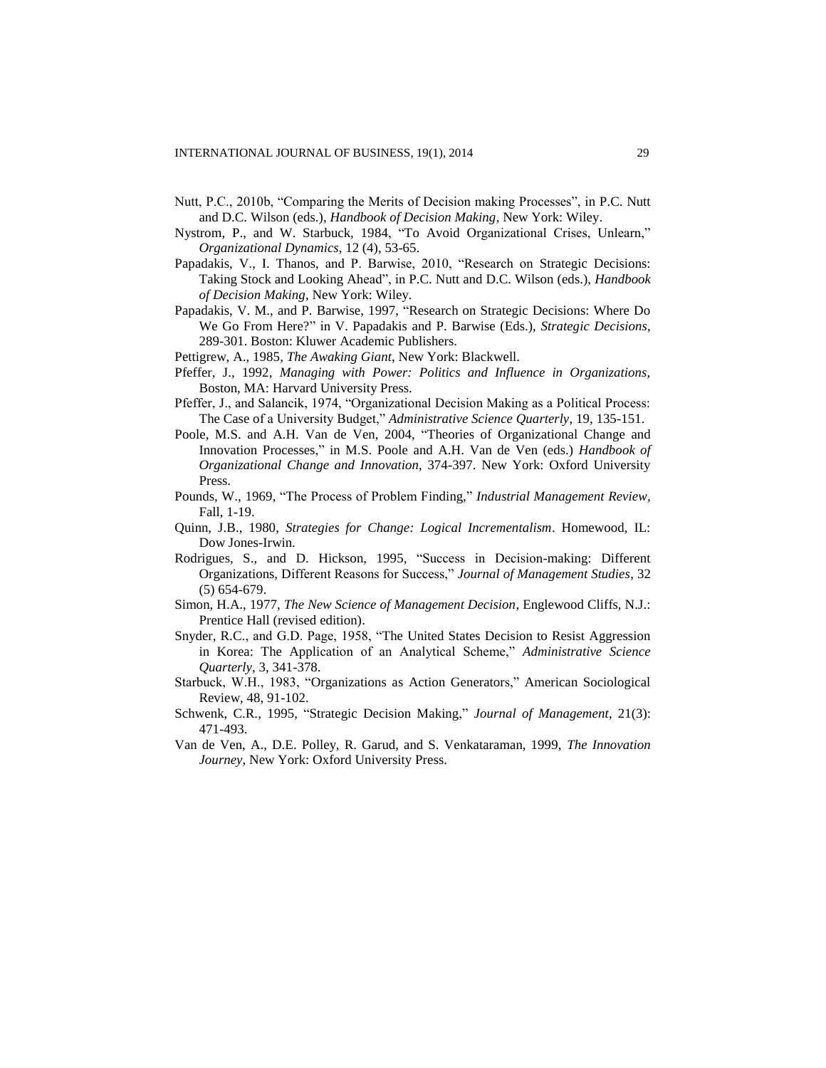Nutt, P.C., 2010b, "Comparing the Merits of Decision making Processes", in P.C. Nutt and D.C. Wilson (eds.), *Handbook of Decision Making*, New York: Wiley.

Nystrom, P., and W. Starbuck, 1984, "To Avoid Organizational Crises, Unlearn," *Organizational Dynamics*, 12 (4), 53-65.

Papadakis, V., I. Thanos, and P. Barwise, 2010, "Research on Strategic Decisions: Taking Stock and Looking Ahead", in P.C. Nutt and D.C. Wilson (eds.), *Handbook of Decision Making*, New York: Wiley.

Papadakis, V. M., and P. Barwise, 1997, "Research on Strategic Decisions: Where Do We Go From Here?" in V. Papadakis and P. Barwise (Eds.), *Strategic Decisions*, 289-301. Boston: Kluwer Academic Publishers.

Pettigrew, A., 1985, *The Awaking Giant*, New York: Blackwell.

Pfeffer, J., 1992, *Managing with Power: Politics and Influence in Organizations*, Boston, MA: Harvard University Press.

Pfeffer, J., and Salancik, 1974, "Organizational Decision Making as a Political Process: The Case of a University Budget," *Administrative Science Quarterly*, 19, 135-151.

Poole, M.S. and A.H. Van de Ven, 2004, "Theories of Organizational Change and Innovation Processes," in M.S. Poole and A.H. Van de Ven (eds.) *Handbook of Organizational Change and Innovation*, 374-397. New York: Oxford University Press.

Pounds, W., 1969, "The Process of Problem Finding," *Industrial Management Review*, Fall, 1-19.

Quinn, J.B., 1980, *Strategies for Change: Logical Incrementalism*. Homewood, IL: Dow Jones-Irwin.

Rodrigues, S., and D. Hickson, 1995, "Success in Decision-making: Different Organizations, Different Reasons for Success," *Journal of Management Studies*, 32 (5) 654-679.

Simon, H.A., 1977, *The New Science of Management Decision*, Englewood Cliffs, N.J.: Prentice Hall (revised edition).

Snyder, R.C., and G.D. Page, 1958, "The United States Decision to Resist Aggression in Korea: The Application of an Analytical Scheme," *Administrative Science Quarterly*, 3, 341-378.

Starbuck, W.H., 1983, "Organizations as Action Generators," American Sociological Review, 48, 91-102.

Schwenk, C.R., 1995, "Strategic Decision Making," *Journal of Management*, 21(3): 471-493.

Van de Ven, A., D.E. Polley, R. Garud, and S. Venkataraman, 1999, *The Innovation Journey*, New York: Oxford University Press.